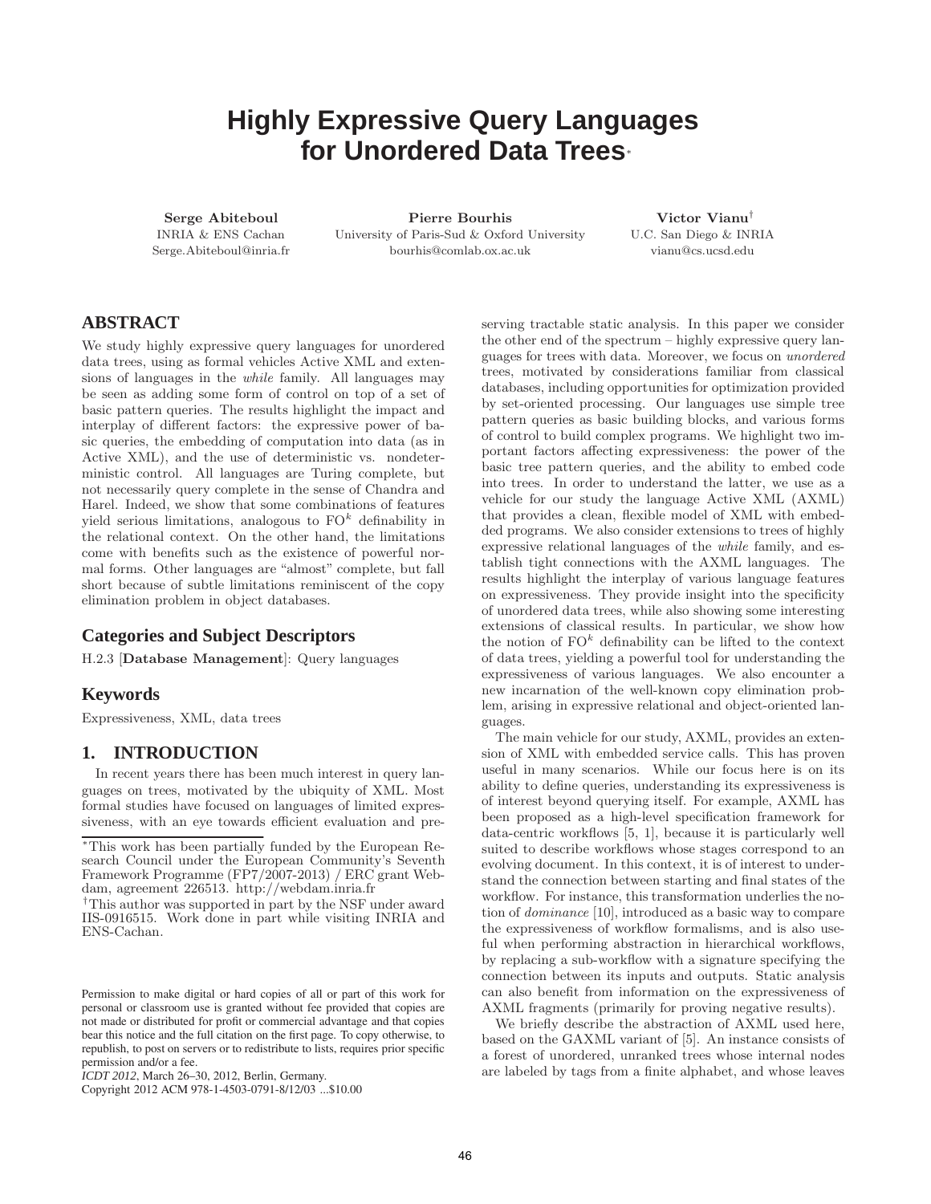# Highly Expressive Query Languages for Unordered Data Trees*

**Serge Abiteboul**
INRIA & ENS Cachan
Serge.Abiteboul@inria.fr

**Pierre Bourhis**
University of Paris-Sud & Oxford University
bourhis@comlab.ox.ac.uk

**Victor Vianu**[†]
U.C. San Diego & INRIA
vianu@cs.ucsd.edu

## ABSTRACT

We study highly expressive query languages for unordered data trees, using as formal vehicles Active XML and extensions of languages in the *while* family. All languages may be seen as adding some form of control on top of a set of basic pattern queries. The results highlight the impact and interplay of different factors: the expressive power of basic queries, the embedding of computation into data (as in Active XML), and the use of deterministic vs. nondeterministic control. All languages are Turing complete, but not necessarily query complete in the sense of Chandra and Harel. Indeed, we show that some combinations of features yield serious limitations, analogous to $\text{FO}^k$ definability in the relational context. On the other hand, the limitations come with benefits such as the existence of powerful normal forms. Other languages are "almost" complete, but fall short because of subtle limitations reminiscent of the copy elimination problem in object databases.

## Categories and Subject Descriptors

H.2.3 [**Database Management**]: Query languages

## Keywords

Expressiveness, XML, data trees

## 1. INTRODUCTION

In recent years there has been much interest in query languages on trees, motivated by the ubiquity of XML. Most formal studies have focused on languages of limited expressiveness, with an eye towards efficient evaluation and preserving tractable static analysis. In this paper we consider the other end of the spectrum – highly expressive query languages for trees with data. Moreover, we focus on *unordered* trees, motivated by considerations familiar from classical databases, including opportunities for optimization provided by set-oriented processing. Our languages use simple tree pattern queries as basic building blocks, and various forms of control to build complex programs. We highlight two important factors affecting expressiveness: the power of the basic tree pattern queries, and the ability to embed code into trees. In order to understand the latter, we use as a vehicle for our study the language Active XML (AXML) that provides a clean, flexible model of XML with embedded programs. We also consider extensions to trees of highly expressive relational languages of the *while* family, and establish tight connections with the AXML languages. The results highlight the interplay of various language features on expressiveness. They provide insight into the specificity of unordered data trees, while also showing some interesting extensions of classical results. In particular, we show how the notion of $\text{FO}^k$ definability can be lifted to the context of data trees, yielding a powerful tool for understanding the expressiveness of various languages. We also encounter a new incarnation of the well-known copy elimination problem, arising in expressive relational and object-oriented languages.

The main vehicle for our study, AXML, provides an extension of XML with embedded service calls. This has proven useful in many scenarios. While our focus here is on its ability to define queries, understanding its expressiveness is of interest beyond querying itself. For example, AXML has been proposed as a high-level specification framework for data-centric workflows [5, 1], because it is particularly well suited to describe workflows whose stages correspond to an evolving document. In this context, it is of interest to understand the connection between starting and final states of the workflow. For instance, this transformation underlies the notion of *dominance* [10], introduced as a basic way to compare the expressiveness of workflow formalisms, and is also useful when performing abstraction in hierarchical workflows, by replacing a sub-workflow with a signature specifying the connection between its inputs and outputs. Static analysis can also benefit from information on the expressiveness of AXML fragments (primarily for proving negative results).

We briefly describe the abstraction of AXML used here, based on the GAXML variant of [5]. An instance consists of a forest of unordered, unranked trees whose internal nodes are labeled by tags from a finite alphabet, and whose leaves

---

*This work has been partially funded by the European Research Council under the European Community's Seventh Framework Programme (FP7/2007-2013) / ERC grant Webdam, agreement 226513. http://webdam.inria.fr

[†]This author was supported in part by the NSF under award IIS-0916515. Work done in part while visiting INRIA and ENS-Cachan.

Permission to make digital or hard copies of all or part of this work for personal or classroom use is granted without fee provided that copies are not made or distributed for profit or commercial advantage and that copies bear this notice and the full citation on the first page. To copy otherwise, to republish, to post on servers or to redistribute to lists, requires prior specific permission and/or a fee.
*ICDT 2012*, March 26–30, 2012, Berlin, Germany.
Copyright 2012 ACM 978-1-4503-0791-8/12/03 ...$10.00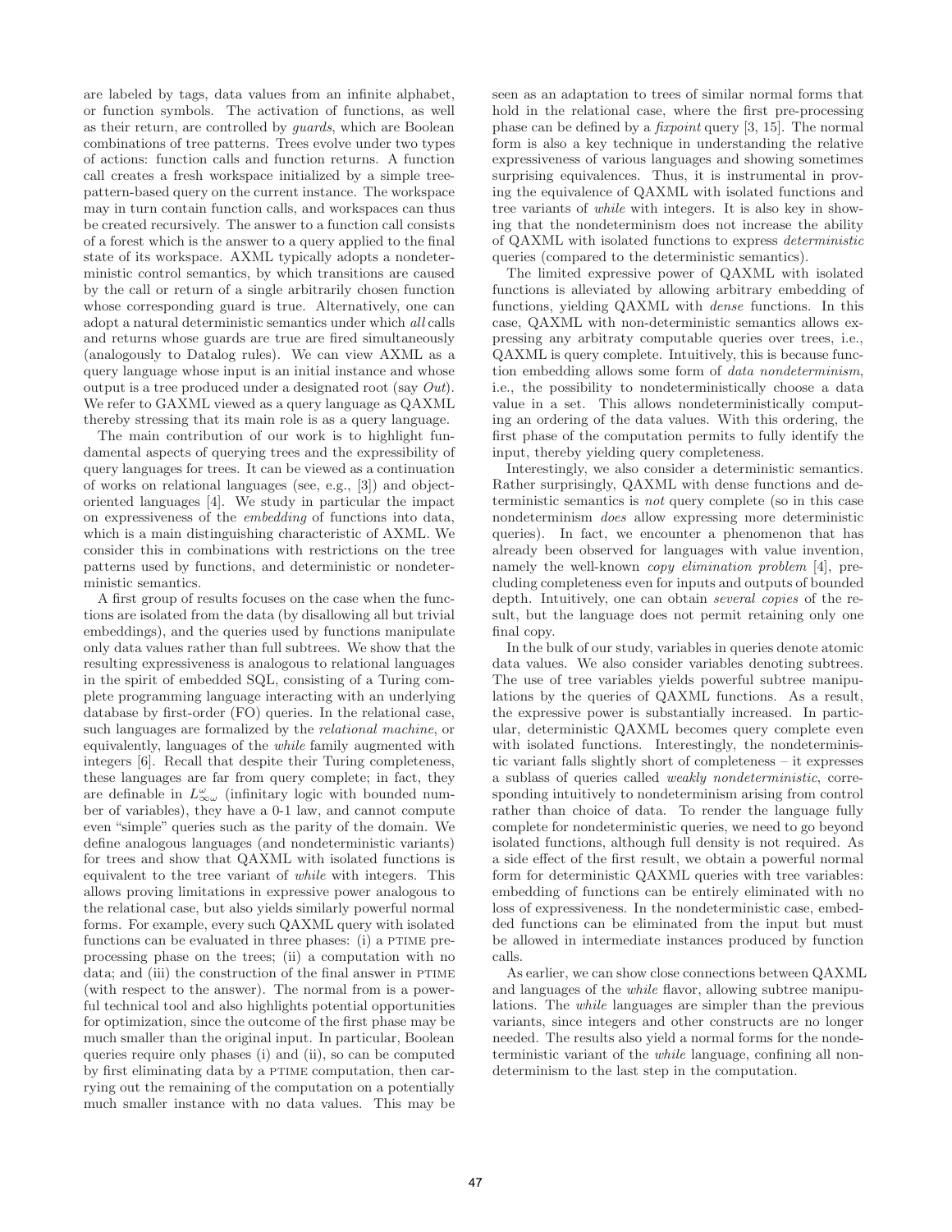are labeled by tags, data values from an infinite alphabet, or function symbols. The activation of functions, as well as their return, are controlled by *guards*, which are Boolean combinations of tree patterns. Trees evolve under two types of actions: function calls and function returns. A function call creates a fresh workspace initialized by a simple tree-pattern-based query on the current instance. The workspace may in turn contain function calls, and workspaces can thus be created recursively. The answer to a function call consists of a forest which is the answer to a query applied to the final state of its workspace. AXML typically adopts a nondeterministic control semantics, by which transitions are caused by the call or return of a single arbitrarily chosen function whose corresponding guard is true. Alternatively, one can adopt a natural deterministic semantics under which *all* calls and returns whose guards are true are fired simultaneously (analogously to Datalog rules). We can view AXML as a query language whose input is an initial instance and whose output is a tree produced under a designated root (say *Out*). We refer to GAXML viewed as a query language as QAXML thereby stressing that its main role is as a query language.

The main contribution of our work is to highlight fundamental aspects of querying trees and the expressibility of query languages for trees. It can be viewed as a continuation of works on relational languages (see, e.g., [3]) and object-oriented languages [4]. We study in particular the impact on expressiveness of the *embedding* of functions into data, which is a main distinguishing characteristic of AXML. We consider this in combinations with restrictions on the tree patterns used by functions, and deterministic or nondeterministic semantics.

A first group of results focuses on the case when the functions are isolated from the data (by disallowing all but trivial embeddings), and the queries used by functions manipulate only data values rather than full subtrees. We show that the resulting expressiveness is analogous to relational languages in the spirit of embedded SQL, consisting of a Turing complete programming language interacting with an underlying database by first-order (FO) queries. In the relational case, such languages are formalized by the *relational machine*, or equivalently, languages of the *while* family augmented with integers [6]. Recall that despite their Turing completeness, these languages are far from query complete; in fact, they are definable in $L^{\omega}_{\infty\omega}$ (infinitary logic with bounded number of variables), they have a 0-1 law, and cannot compute even "simple" queries such as the parity of the domain. We define analogous languages (and nondeterministic variants) for trees and show that QAXML with isolated functions is equivalent to the tree variant of *while* with integers. This allows proving limitations in expressive power analogous to the relational case, but also yields similarly powerful normal forms. For example, every such QAXML query with isolated functions can be evaluated in three phases: (i) a PTIME preprocessing phase on the trees; (ii) a computation with no data; and (iii) the construction of the final answer in PTIME (with respect to the answer). The normal from is a powerful technical tool and also highlights potential opportunities for optimization, since the outcome of the first phase may be much smaller than the original input. In particular, Boolean queries require only phases (i) and (ii), so can be computed by first eliminating data by a PTIME computation, then carrying out the remaining of the computation on a potentially much smaller instance with no data values. This may be seen as an adaptation to trees of similar normal forms that hold in the relational case, where the first pre-processing phase can be defined by a *fixpoint* query [3, 15]. The normal form is also a key technique in understanding the relative expressiveness of various languages and showing sometimes surprising equivalences. Thus, it is instrumental in proving the equivalence of QAXML with isolated functions and tree variants of *while* with integers. It is also key in showing that the nondeterminism does not increase the ability of QAXML with isolated functions to express *deterministic* queries (compared to the deterministic semantics).

The limited expressive power of QAXML with isolated functions is alleviated by allowing arbitrary embedding of functions, yielding QAXML with *dense* functions. In this case, QAXML with non-deterministic semantics allows expressing any arbitraty computable queries over trees, i.e., QAXML is query complete. Intuitively, this is because function embedding allows some form of *data nondeterminism*, i.e., the possibility to nondeterministically choose a data value in a set. This allows nondeterministically computing an ordering of the data values. With this ordering, the first phase of the computation permits to fully identify the input, thereby yielding query completeness.

Interestingly, we also consider a deterministic semantics. Rather surprisingly, QAXML with dense functions and deterministic semantics is *not* query complete (so in this case nondeterminism *does* allow expressing more deterministic queries). In fact, we encounter a phenomenon that has already been observed for languages with value invention, namely the well-known *copy elimination problem* [4], precluding completeness even for inputs and outputs of bounded depth. Intuitively, one can obtain *several copies* of the result, but the language does not permit retaining only one final copy.

In the bulk of our study, variables in queries denote atomic data values. We also consider variables denoting subtrees. The use of tree variables yields powerful subtree manipulations by the queries of QAXML functions. As a result, the expressive power is substantially increased. In particular, deterministic QAXML becomes query complete even with isolated functions. Interestingly, the nondeterministic variant falls slightly short of completeness – it expresses a sublass of queries called *weakly nondeterministic*, corresponding intuitively to nondeterminism arising from control rather than choice of data. To render the language fully complete for nondeterministic queries, we need to go beyond isolated functions, although full density is not required. As a side effect of the first result, we obtain a powerful normal form for deterministic QAXML queries with tree variables: embedding of functions can be entirely eliminated with no loss of expressiveness. In the nondeterministic case, embedded functions can be eliminated from the input but must be allowed in intermediate instances produced by function calls.

As earlier, we can show close connections between QAXML and languages of the *while* flavor, allowing subtree manipulations. The *while* languages are simpler than the previous variants, since integers and other constructs are no longer needed. The results also yield a normal forms for the nondeterministic variant of the *while* language, confining all nondeterminism to the last step in the computation.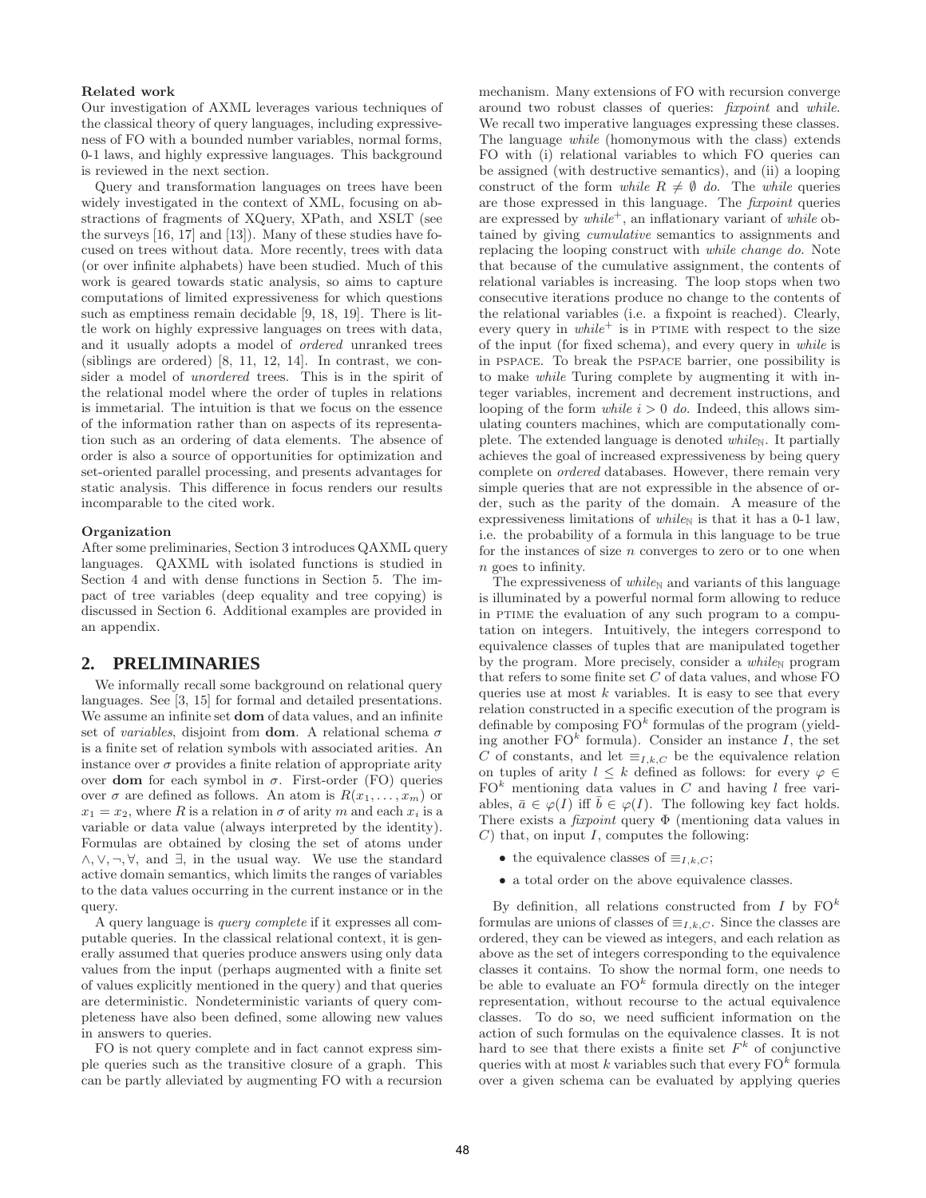**Related work**

Our investigation of AXML leverages various techniques of the classical theory of query languages, including expressiveness of FO with a bounded number variables, normal forms, 0-1 laws, and highly expressive languages. This background is reviewed in the next section.

Query and transformation languages on trees have been widely investigated in the context of XML, focusing on abstractions of fragments of XQuery, XPath, and XSLT (see the surveys [16, 17] and [13]). Many of these studies have focused on trees without data. More recently, trees with data (or over infinite alphabets) have been studied. Much of this work is geared towards static analysis, so aims to capture computations of limited expressiveness for which questions such as emptiness remain decidable [9, 18, 19]. There is little work on highly expressive languages on trees with data, and it usually adopts a model of *ordered* unranked trees (siblings are ordered) [8, 11, 12, 14]. In contrast, we consider a model of *unordered* trees. This is in the spirit of the relational model where the order of tuples in relations is immaterial. The intuition is that we focus on the essence of the information rather than on aspects of its representation such as an ordering of data elements. The absence of order is also a source of opportunities for optimization and set-oriented parallel processing, and presents advantages for static analysis. This difference in focus renders our results incomparable to the cited work.

**Organization**

After some preliminaries, Section 3 introduces QAXML query languages. QAXML with isolated functions is studied in Section 4 and with dense functions in Section 5. The impact of tree variables (deep equality and tree copying) is discussed in Section 6. Additional examples are provided in an appendix.

## 2. PRELIMINARIES

We informally recall some background on relational query languages. See [3, 15] for formal and detailed presentations. We assume an infinite set **dom** of data values, and an infinite set of *variables*, disjoint from **dom**. A relational schema $\sigma$ is a finite set of relation symbols with associated arities. An instance over $\sigma$ provides a finite relation of appropriate arity over **dom** for each symbol in $\sigma$. First-order (FO) queries over $\sigma$ are defined as follows. An atom is $R(x_1, \ldots, x_m)$ or $x_1 = x_2$, where $R$ is a relation in $\sigma$ of arity $m$ and each $x_i$ is a variable or data value (always interpreted by the identity). Formulas are obtained by closing the set of atoms under $\wedge, \vee, \neg, \forall$, and $\exists$, in the usual way. We use the standard active domain semantics, which limits the ranges of variables to the data values occurring in the current instance or in the query.

A query language is *query complete* if it expresses all computable queries. In the classical relational context, it is generally assumed that queries produce answers using only data values from the input (perhaps augmented with a finite set of values explicitly mentioned in the query) and that queries are deterministic. Nondeterministic variants of query completeness have also been defined, some allowing new values in answers to queries.

FO is not query complete and in fact cannot express simple queries such as the transitive closure of a graph. This can be partly alleviated by augmenting FO with a recursion mechanism. Many extensions of FO with recursion converge around two robust classes of queries: *fixpoint* and *while*. We recall two imperative languages expressing these classes. The language *while* (homonymous with the class) extends FO with (i) relational variables to which FO queries can be assigned (with destructive semantics), and (ii) a looping construct of the form *while* $R \neq \emptyset$ *do*. The *while* queries are those expressed in this language. The *fixpoint* queries are expressed by *while*$^+$, an inflationary variant of *while* obtained by giving *cumulative* semantics to assignments and replacing the looping construct with *while change do*. Note that because of the cumulative assignment, the contents of relational variables is increasing. The loop stops when two consecutive iterations produce no change to the contents of the relational variables (i.e. a fixpoint is reached). Clearly, every query in *while*$^+$ is in PTIME with respect to the size of the input (for fixed schema), and every query in *while* is in PSPACE. To break the PSPACE barrier, one possibility is to make *while* Turing complete by augmenting it with integer variables, increment and decrement instructions, and looping of the form *while* $i > 0$ *do*. Indeed, this allows simulating counters machines, which are computationally complete. The extended language is denoted *while*$_{\mathbb{N}}$. It partially achieves the goal of increased expressiveness by being query complete on *ordered* databases. However, there remain very simple queries that are not expressible in the absence of order, such as the parity of the domain. A measure of the expressiveness limitations of *while*$_{\mathbb{N}}$ is that it has a 0-1 law, i.e. the probability of a formula in this language to be true for the instances of size $n$ converges to zero or to one when $n$ goes to infinity.

The expressiveness of *while*$_{\mathbb{N}}$ and variants of this language is illuminated by a powerful normal form allowing to reduce in PTIME the evaluation of any such program to a computation on integers. Intuitively, the integers correspond to equivalence classes of tuples that are manipulated together by the program. More precisely, consider a *while*$_{\mathbb{N}}$ program that refers to some finite set $C$ of data values, and whose FO queries use at most $k$ variables. It is easy to see that every relation constructed in a specific execution of the program is definable by composing FO$^k$ formulas of the program (yielding another FO$^k$ formula). Consider an instance $I$, the set $C$ of constants, and let $\equiv_{I,k,C}$ be the equivalence relation on tuples of arity $l \leq k$ defined as follows: for every $\varphi \in$ FO$^k$ mentioning data values in $C$ and having $l$ free variables, $\bar{a} \in \varphi(I)$ iff $\bar{b} \in \varphi(I)$. The following key fact holds. There exists a *fixpoint* query $\Phi$ (mentioning data values in $C$) that, on input $I$, computes the following:

- the equivalence classes of $\equiv_{I,k,C}$;
- a total order on the above equivalence classes.

By definition, all relations constructed from $I$ by FO$^k$ formulas are unions of classes of $\equiv_{I,k,C}$. Since the classes are ordered, they can be viewed as integers, and each relation as above as the set of integers corresponding to the equivalence classes it contains. To show the normal form, one needs to be able to evaluate an FO$^k$ formula directly on the integer representation, without recourse to the actual equivalence classes. To do so, we need sufficient information on the action of such formulas on the equivalence classes. It is not hard to see that there exists a finite set $F^k$ of conjunctive queries with at most $k$ variables such that every FO$^k$ formula over a given schema can be evaluated by applying queries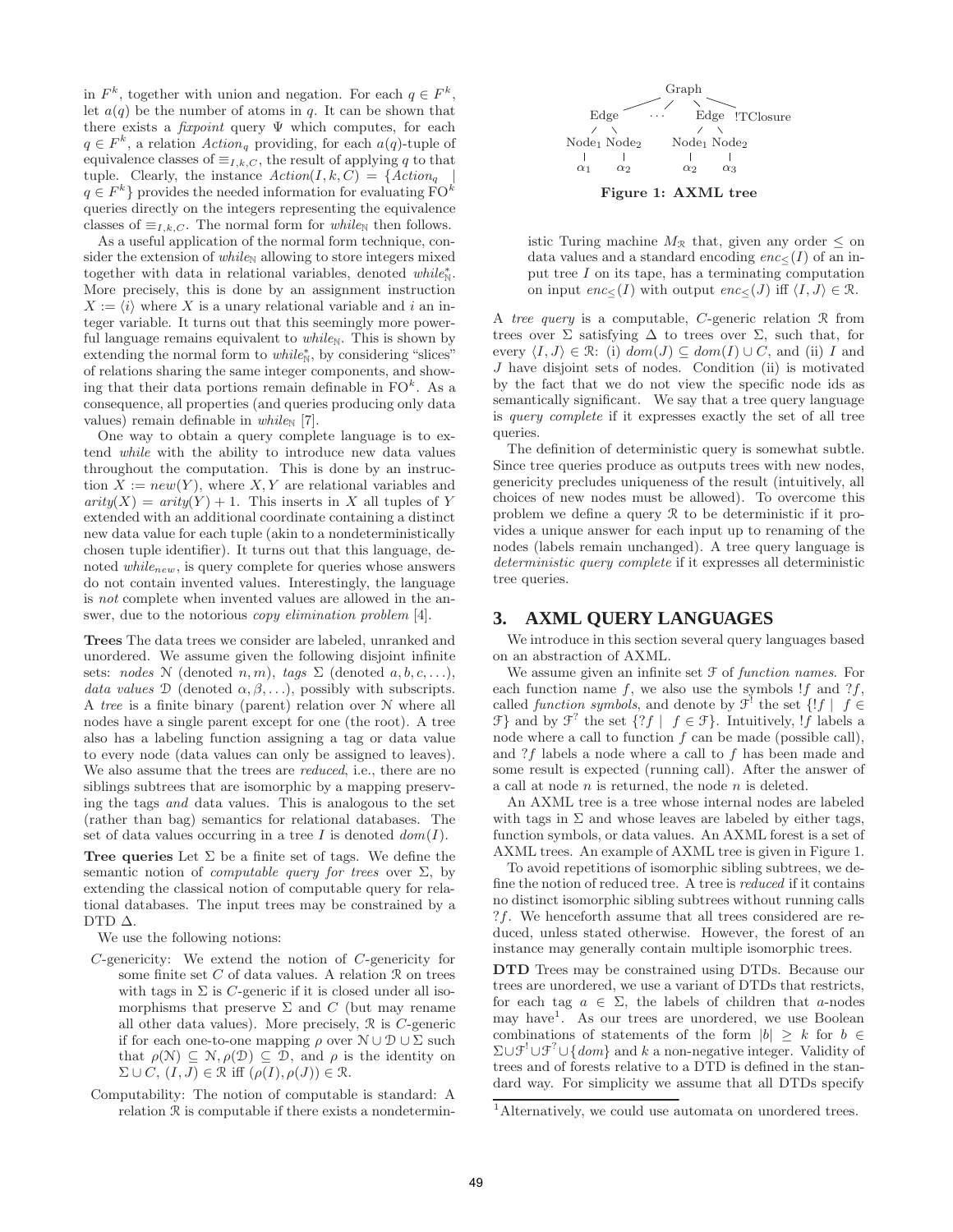in $F^k$, together with union and negation. For each $q \in F^k$, let $a(q)$ be the number of atoms in $q$. It can be shown that there exists a *fixpoint* query $\Psi$ which computes, for each $q \in F^k$, a relation $Action_q$ providing, for each $a(q)$-tuple of equivalence classes of $\equiv_{I,k,C}$, the result of applying $q$ to that tuple. Clearly, the instance $Action(I, k, C) = \{Action_q \mid q \in F^k\}$ provides the needed information for evaluating $\mathrm{FO}^k$ queries directly on the integers representing the equivalence classes of $\equiv_{I,k,C}$. The normal form for $while_{\mathbb{N}}$ then follows.

As a useful application of the normal form technique, consider the extension of $while_{\mathbb{N}}$ allowing to store integers mixed together with data in relational variables, denoted $while^*_{\mathbb{N}}$. More precisely, this is done by an assignment instruction $X := \langle i \rangle$ where $X$ is a unary relational variable and $i$ an integer variable. It turns out that this seemingly more powerful language remains equivalent to $while_{\mathbb{N}}$. This is shown by extending the normal form to $while^*_{\mathbb{N}}$, by considering "slices" of relations sharing the same integer components, and showing that their data portions remain definable in $\mathrm{FO}^k$. As a consequence, all properties (and queries producing only data values) remain definable in $while_{\mathbb{N}}$ [7].

One way to obtain a query complete language is to extend *while* with the ability to introduce new data values throughout the computation. This is done by an instruction $X := new(Y)$, where $X, Y$ are relational variables and $arity(X) = arity(Y) + 1$. This inserts in $X$ all tuples of $Y$ extended with an additional coordinate containing a distinct new data value for each tuple (akin to a nondeterministically chosen tuple identifier). It turns out that this language, denoted $while_{new}$, is query complete for queries whose answers do not contain invented values. Interestingly, the language is *not* complete when invented values are allowed in the answer, due to the notorious *copy elimination problem* [4].

**Trees** The data trees we consider are labeled, unranked and unordered. We assume given the following disjoint infinite sets: *nodes* $\mathcal{N}$ (denoted $n, m$), *tags* $\Sigma$ (denoted $a, b, c, \ldots$), *data values* $\mathcal{D}$ (denoted $\alpha, \beta, \ldots$), possibly with subscripts. A *tree* is a finite binary (parent) relation over $\mathcal{N}$ where all nodes have a single parent except for one (the root). A tree also has a labeling function assigning a tag or data value to every node (data values can only be assigned to leaves). We also assume that the trees are *reduced*, i.e., there are no siblings subtrees that are isomorphic by a mapping preserving the tags *and* data values. This is analogous to the set (rather than bag) semantics for relational databases. The set of data values occurring in a tree $I$ is denoted $dom(I)$.

**Tree queries** Let $\Sigma$ be a finite set of tags. We define the semantic notion of *computable query for trees* over $\Sigma$, by extending the classical notion of computable query for relational databases. The input trees may be constrained by a DTD $\Delta$.

We use the following notions:

- $C$-genericity: We extend the notion of $C$-genericity for some finite set $C$ of data values. A relation $\mathcal{R}$ on trees with tags in $\Sigma$ is $C$-generic if it is closed under all isomorphisms that preserve $\Sigma$ and $C$ (but may rename all other data values). More precisely, $\mathcal{R}$ is $C$-generic if for each one-to-one mapping $\rho$ over $\mathcal{N} \cup \mathcal{D} \cup \Sigma$ such that $\rho(\mathcal{N}) \subseteq \mathcal{N}, \rho(\mathcal{D}) \subseteq \mathcal{D}$, and $\rho$ is the identity on $\Sigma \cup C$, $(I, J) \in \mathcal{R}$ iff $(\rho(I), \rho(J)) \in \mathcal{R}$.
- Computability: The notion of computable is standard: A relation $\mathcal{R}$ is computable if there exists a nondeterministic Turing machine $M_{\mathcal{R}}$ that, given any order $\leq$ on data values and a standard encoding $enc_{\leq}(I)$ of an input tree $I$ on its tape, has a terminating computation on input $enc_{\leq}(I)$ with output $enc_{\leq}(J)$ iff $\langle I, J\rangle \in \mathcal{R}$.

Figure 1: AXML tree

A *tree query* is a computable, $C$-generic relation $\mathcal{R}$ from trees over $\Sigma$ satisfying $\Delta$ to trees over $\Sigma$, such that, for every $\langle I, J\rangle \in \mathcal{R}$: (i) $dom(J) \subseteq dom(I) \cup C$, and (ii) $I$ and $J$ have disjoint sets of nodes. Condition (ii) is motivated by the fact that we do not view the specific node ids as semantically significant. We say that a tree query language is *query complete* if it expresses exactly the set of all tree queries.

The definition of deterministic query is somewhat subtle. Since tree queries produce as outputs trees with new nodes, genericity precludes uniqueness of the result (intuitively, all choices of new nodes must be allowed). To overcome this problem we define a query $\mathcal{R}$ to be deterministic if it provides a unique answer for each input up to renaming of the nodes (labels remain unchanged). A tree query language is *deterministic query complete* if it expresses all deterministic tree queries.

## 3. AXML QUERY LANGUAGES

We introduce in this section several query languages based on an abstraction of AXML.

We assume given an infinite set $\mathcal{F}$ of *function names*. For each function name $f$, we also use the symbols $!f$ and $?f$, called *function symbols*, and denote by $\mathcal{F}^!$ the set $\{!f \mid f \in \mathcal{F}\}$ and by $\mathcal{F}^?$ the set $\{?f \mid f \in \mathcal{F}\}$. Intuitively, $!f$ labels a node where a call to function $f$ can be made (possible call), and $?f$ labels a node where a call to $f$ has been made and some result is expected (running call). After the answer of a call at node $n$ is returned, the node $n$ is deleted.

An AXML tree is a tree whose internal nodes are labeled with tags in $\Sigma$ and whose leaves are labeled by either tags, function symbols, or data values. An AXML forest is a set of AXML trees. An example of AXML tree is given in Figure 1.

To avoid repetitions of isomorphic sibling subtrees, we define the notion of reduced tree. A tree is *reduced* if it contains no distinct isomorphic sibling subtrees without running calls $?f$. We henceforth assume that all trees considered are reduced, unless stated otherwise. However, the forest of an instance may generally contain multiple isomorphic trees.

**DTD** Trees may be constrained using DTDs. Because our trees are unordered, we use a variant of DTDs that restricts, for each tag $a \in \Sigma$, the labels of children that $a$-nodes may have[1]. As our trees are unordered, we use Boolean combinations of statements of the form $|b| \geq k$ for $b \in \Sigma \cup \mathcal{F}^! \cup \mathcal{F}^? \cup \{dom\}$ and $k$ a non-negative integer. Validity of trees and of forests relative to a DTD is defined in the standard way. For simplicity we assume that all DTDs specify

[1]Alternatively, we could use automata on unordered trees.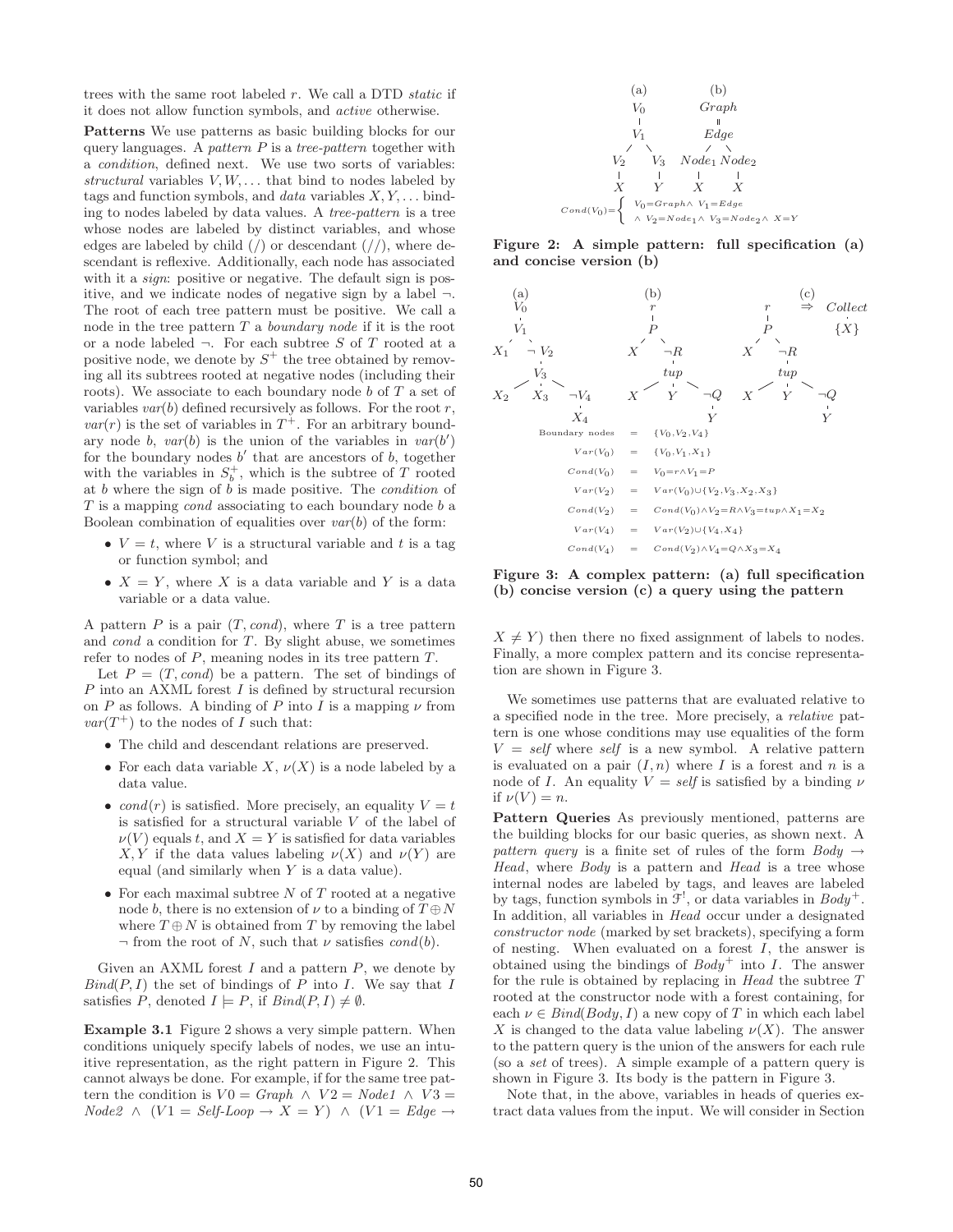trees with the same root labeled $r$. We call a DTD *static* if it does not allow function symbols, and *active* otherwise.

**Patterns** We use patterns as basic building blocks for our query languages. A *pattern* $P$ is a *tree-pattern* together with a *condition*, defined next. We use two sorts of variables: *structural* variables $V, W, \ldots$ that bind to nodes labeled by tags and function symbols, and *data* variables $X, Y, \ldots$ binding to nodes labeled by data values. A *tree-pattern* is a tree whose nodes are labeled by distinct variables, and whose edges are labeled by child (/) or descendant (//), where descendant is reflexive. Additionally, each node has associated with it a *sign*: positive or negative. The default sign is positive, and we indicate nodes of negative sign by a label $\neg$. The root of each tree pattern must be positive. We call a node in the tree pattern $T$ a *boundary node* if it is the root or a node labeled $\neg$. For each subtree $S$ of $T$ rooted at a positive node, we denote by $S^+$ the tree obtained by removing all its subtrees rooted at negative nodes (including their roots). We associate to each boundary node $b$ of $T$ a set of variables $var(b)$ defined recursively as follows. For the root $r$, $var(r)$ is the set of variables in $T^+$. For an arbitrary boundary node $b$, $var(b)$ is the union of the variables in $var(b')$ for the boundary nodes $b'$ that are ancestors of $b$, together with the variables in $S_b^+$, which is the subtree of $T$ rooted at $b$ where the sign of $b$ is made positive. The *condition* of $T$ is a mapping *cond* associating to each boundary node $b$ a Boolean combination of equalities over $var(b)$ of the form:

- $V = t$, where $V$ is a structural variable and $t$ is a tag or function symbol; and
- $X = Y$, where $X$ is a data variable and $Y$ is a data variable or a data value.

A pattern $P$ is a pair $(T, cond)$, where $T$ is a tree pattern and *cond* a condition for $T$. By slight abuse, we sometimes refer to nodes of $P$, meaning nodes in its tree pattern $T$.

Let $P = (T, cond)$ be a pattern. The set of bindings of $P$ into an AXML forest $I$ is defined by structural recursion on $P$ as follows. A binding of $P$ into $I$ is a mapping $\nu$ from $var(T^+)$ to the nodes of $I$ such that:

- The child and descendant relations are preserved.
- For each data variable $X$, $\nu(X)$ is a node labeled by a data value.
- $cond(r)$ is satisfied. More precisely, an equality $V = t$ is satisfied for a structural variable $V$ of the label of $\nu(V)$ equals $t$, and $X = Y$ is satisfied for data variables $X, Y$ if the data values labeling $\nu(X)$ and $\nu(Y)$ are equal (and similarly when $Y$ is a data value).
- For each maximal subtree $N$ of $T$ rooted at a negative node $b$, there is no extension of $\nu$ to a binding of $T \oplus N$ where $T \oplus N$ is obtained from $T$ by removing the label $\neg$ from the root of $N$, such that $\nu$ satisfies $cond(b)$.

Given an AXML forest $I$ and a pattern $P$, we denote by $Bind(P, I)$ the set of bindings of $P$ into $I$. We say that $I$ satisfies $P$, denoted $I \models P$, if $Bind(P, I) \neq \emptyset$.

**Example 3.1** Figure 2 shows a very simple pattern. When conditions uniquely specify labels of nodes, we use an intuitive representation, as the right pattern in Figure 2. This cannot always be done. For example, if for the same tree pattern the condition is $V0 = Graph \wedge V2 = Node1 \wedge V3 = Node2 \wedge (V1 = Self\text{-}Loop \rightarrow X = Y) \wedge (V1 = Edge \rightarrow X \neq Y)$ then there no fixed assignment of labels to nodes. Finally, a more complex pattern and its concise representation are shown in Figure 3.

(a) $V_0$ / $V_1$ / $V_2$, $V_3$ / $X$, $Y$  (b) $Graph$ / $Edge$ / $Node_1$, $Node_2$ / $X$, $X$

$Cond(V_0) = \{ V_0 = Graph \wedge V_1 = Edge \wedge V_2 = Node_1 \wedge V_3 = Node_2 \wedge X = Y$

**Figure 2: A simple pattern: full specification (a) and concise version (b)**

(a) $V_0$ / $V_1$ / $X_1$, $\neg V_2$ / $V_3$ / $X_2$, $X_3$, $\neg V_4$ / $X_4$  (b) $r$ / $P$ / $X$, $\neg R$ / $tup$ / $X$, $Y$, $\neg Q$ / $Y$  (c) $r$ / $P$ / $X$, $\neg R$ / $tup$ / $X$, $Y$, $\neg Q$ / $Y$ $\Rightarrow$ $Collect$ / $\{X\}$

$$
\begin{aligned}
\text{Boundary nodes} &= \{V_0, V_2, V_4\} \\
Var(V_0) &= \{V_0, V_1, X_1\} \\
Cond(V_0) &= V_0 = r \wedge V_1 = P \\
Var(V_2) &= Var(V_0) \cup \{V_2, V_3, X_2, X_3\} \\
Cond(V_2) &= Cond(V_0) \wedge V_2 = R \wedge V_3 = tup \wedge X_1 = X_2 \\
Var(V_4) &= Var(V_2) \cup \{V_4, X_4\} \\
Cond(V_4) &= Cond(V_2) \wedge V_4 = Q \wedge X_3 = X_4
\end{aligned}
$$

**Figure 3: A complex pattern: (a) full specification (b) concise version (c) a query using the pattern**

We sometimes use patterns that are evaluated relative to a specified node in the tree. More precisely, a *relative* pattern is one whose conditions may use equalities of the form $V = self$ where *self* is a new symbol. A relative pattern is evaluated on a pair $(I, n)$ where $I$ is a forest and $n$ is a node of $I$. An equality $V = self$ is satisfied by a binding $\nu$ if $\nu(V) = n$.

**Pattern Queries** As previously mentioned, patterns are the building blocks for our basic queries, as shown next. A *pattern query* is a finite set of rules of the form $Body \rightarrow Head$, where *Body* is a pattern and *Head* is a tree whose internal nodes are labeled by tags, and leaves are labeled by tags, function symbols in $\mathcal{F}^!$, or data variables in $Body^+$. In addition, all variables in *Head* occur under a designated *constructor node* (marked by set brackets), specifying a form of nesting. When evaluated on a forest $I$, the answer is obtained using the bindings of $Body^+$ into $I$. The answer for the rule is obtained by replacing in *Head* the subtree $T$ rooted at the constructor node with a forest containing, for each $\nu \in Bind(Body, I)$ a new copy of $T$ in which each label $X$ is changed to the data value labeling $\nu(X)$. The answer to the pattern query is the union of the answers for each rule (so a *set* of trees). A simple example of a pattern query is shown in Figure 3. Its body is the pattern in Figure 3.

Note that, in the above, variables in heads of queries extract data values from the input. We will consider in Section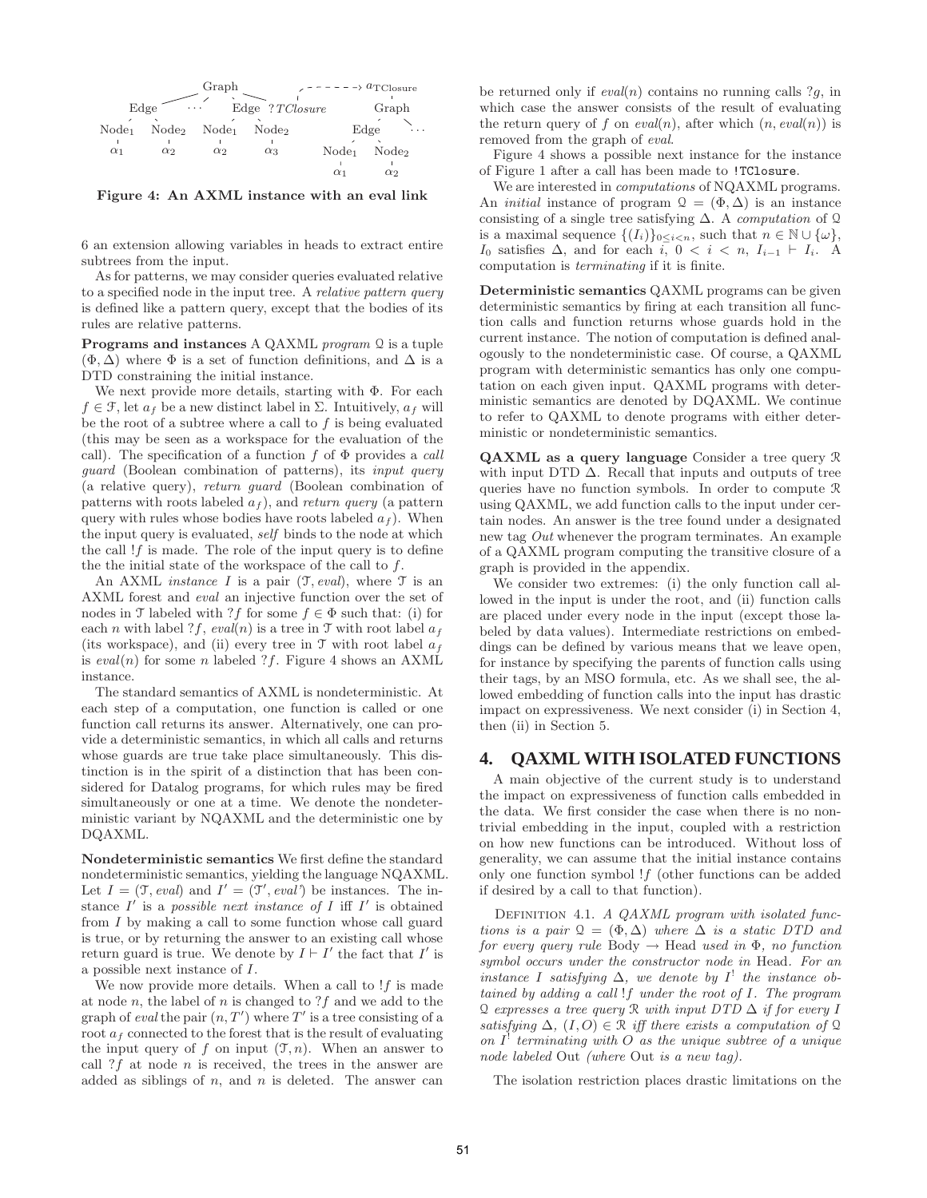Graph

Edge ... Edge ?TClosure

Node$_1$ Node$_2$ Node$_1$ Node$_2$

$\alpha_1$ $\alpha_2$ $\alpha_2$ $\alpha_3$

$a_{\text{TClosure}}$

Graph

Edge ...

Node$_1$ Node$_2$

$\alpha_1$ $\alpha_2$

**Figure 4: An AXML instance with an eval link**

6 an extension allowing variables in heads to extract entire subtrees from the input.

As for patterns, we may consider queries evaluated relative to a specified node in the input tree. A *relative pattern query* is defined like a pattern query, except that the bodies of its rules are relative patterns.

**Programs and instances** A QAXML *program* $\mathcal{Q}$ is a tuple $(\Phi, \Delta)$ where $\Phi$ is a set of function definitions, and $\Delta$ is a DTD constraining the initial instance.

We next provide more details, starting with $\Phi$. For each $f \in \mathcal{F}$, let $a_f$ be a new distinct label in $\Sigma$. Intuitively, $a_f$ will be the root of a subtree where a call to $f$ is being evaluated (this may be seen as a workspace for the evaluation of the call). The specification of a function $f$ of $\Phi$ provides a *call guard* (Boolean combination of patterns), its *input query* (a relative query), *return guard* (Boolean combination of patterns with roots labeled $a_f$), and *return query* (a pattern query with rules whose bodies have roots labeled $a_f$). When the input query is evaluated, *self* binds to the node at which the call $!f$ is made. The role of the input query is to define the the initial state of the workspace of the call to $f$.

An AXML *instance* $I$ is a pair $(\mathcal{T}, eval)$, where $\mathcal{T}$ is an AXML forest and *eval* an injective function over the set of nodes in $\mathcal{T}$ labeled with $?f$ for some $f \in \Phi$ such that: (i) for each $n$ with label $?f$, $eval(n)$ is a tree in $\mathcal{T}$ with root label $a_f$ (its workspace), and (ii) every tree in $\mathcal{T}$ with root label $a_f$ is $eval(n)$ for some $n$ labeled $?f$. Figure 4 shows an AXML instance.

The standard semantics of AXML is nondeterministic. At each step of a computation, one function is called or one function call returns its answer. Alternatively, one can provide a deterministic semantics, in which all calls and returns whose guards are true take place simultaneously. This distinction is in the spirit of a distinction that has been considered for Datalog programs, for which rules may be fired simultaneously or one at a time. We denote the nondeterministic variant by NQAXML and the deterministic one by DQAXML.

**Nondeterministic semantics** We first define the standard nondeterministic semantics, yielding the language NQAXML. Let $I = (\mathcal{T}, eval)$ and $I' = (\mathcal{T}', eval')$ be instances. The instance $I'$ is a *possible next instance* of $I$ iff $I'$ is obtained from $I$ by making a call to some function whose call guard is true, or by returning the answer to an existing call whose return guard is true. We denote by $I \vdash I'$ the fact that $I'$ is a possible next instance of $I$.

We now provide more details. When a call to $!f$ is made at node $n$, the label of $n$ is changed to $?f$ and we add to the graph of *eval* the pair $(n, T')$ where $T'$ is a tree consisting of a root $a_f$ connected to the forest that is the result of evaluating the input query of $f$ on input $(\mathcal{T}, n)$. When an answer to call $?f$ at node $n$ is received, the trees in the answer are added as siblings of $n$, and $n$ is deleted. The answer can be returned only if $eval(n)$ contains no running calls $?g$, in which case the answer consists of the result of evaluating the return query of $f$ on $eval(n)$, after which $(n, eval(n))$ is removed from the graph of *eval*.

Figure 4 shows a possible next instance for the instance of Figure 1 after a call has been made to `!TClosure`.

We are interested in *computations* of NQAXML programs. An *initial* instance of program $\mathcal{Q} = (\Phi, \Delta)$ is an instance consisting of a single tree satisfying $\Delta$. A *computation* of $\mathcal{Q}$ is a maximal sequence $\{(I_i)\}_{0 \le i < n}$, such that $n \in \mathbb{N} \cup \{\omega\}$, $I_0$ satisfies $\Delta$, and for each $i$, $0 < i < n$, $I_{i-1} \vdash I_i$. A computation is *terminating* if it is finite.

**Deterministic semantics** QAXML programs can be given deterministic semantics by firing at each transition all function calls and function returns whose guards hold in the current instance. The notion of computation is defined analogously to the nondeterministic case. Of course, a QAXML program with deterministic semantics has only one computation on each given input. QAXML programs with deterministic semantics are denoted by DQAXML. We continue to refer to QAXML to denote programs with either deterministic or nondeterministic semantics.

**QAXML as a query language** Consider a tree query $\mathcal{R}$ with input DTD $\Delta$. Recall that inputs and outputs of tree queries have no function symbols. In order to compute $\mathcal{R}$ using QAXML, we add function calls to the input under certain nodes. An answer is the tree found under a designated new tag *Out* whenever the program terminates. An example of a QAXML program computing the transitive closure of a graph is provided in the appendix.

We consider two extremes: (i) the only function call allowed in the input is under the root, and (ii) function calls are placed under every node in the input (except those labeled by data values). Intermediate restrictions on embeddings can be defined by various means that we leave open, for instance by specifying the parents of function calls using their tags, by an MSO formula, etc. As we shall see, the allowed embedding of function calls into the input has drastic impact on expressiveness. We next consider (i) in Section 4, then (ii) in Section 5.

## 4. QAXML WITH ISOLATED FUNCTIONS

A main objective of the current study is to understand the impact on expressiveness of function calls embedded in the data. We first consider the case when there is no nontrivial embedding in the input, coupled with a restriction on how new functions can be introduced. Without loss of generality, we can assume that the initial instance contains only one function symbol $!f$ (other functions can be added if desired by a call to that function).

Definition 4.1. *A QAXML program with isolated functions is a pair $\mathcal{Q} = (\Phi, \Delta)$ where $\Delta$ is a static DTD and for every query rule* Body $\rightarrow$ Head *used in $\Phi$, no function symbol occurs under the constructor node in* Head*. For an instance $I$ satisfying $\Delta$, we denote by $I^!$ the instance obtained by adding a call $!f$ under the root of $I$. The program $\mathcal{Q}$ expresses a tree query $\mathcal{R}$ with input DTD $\Delta$ if for every $I$ satisfying $\Delta$, $(I, O) \in \mathcal{R}$ iff there exists a computation of $\mathcal{Q}$ on $I^!$ terminating with $O$ as the unique subtree of a unique node labeled* Out *(where* Out *is a new tag).*

The isolation restriction places drastic limitations on the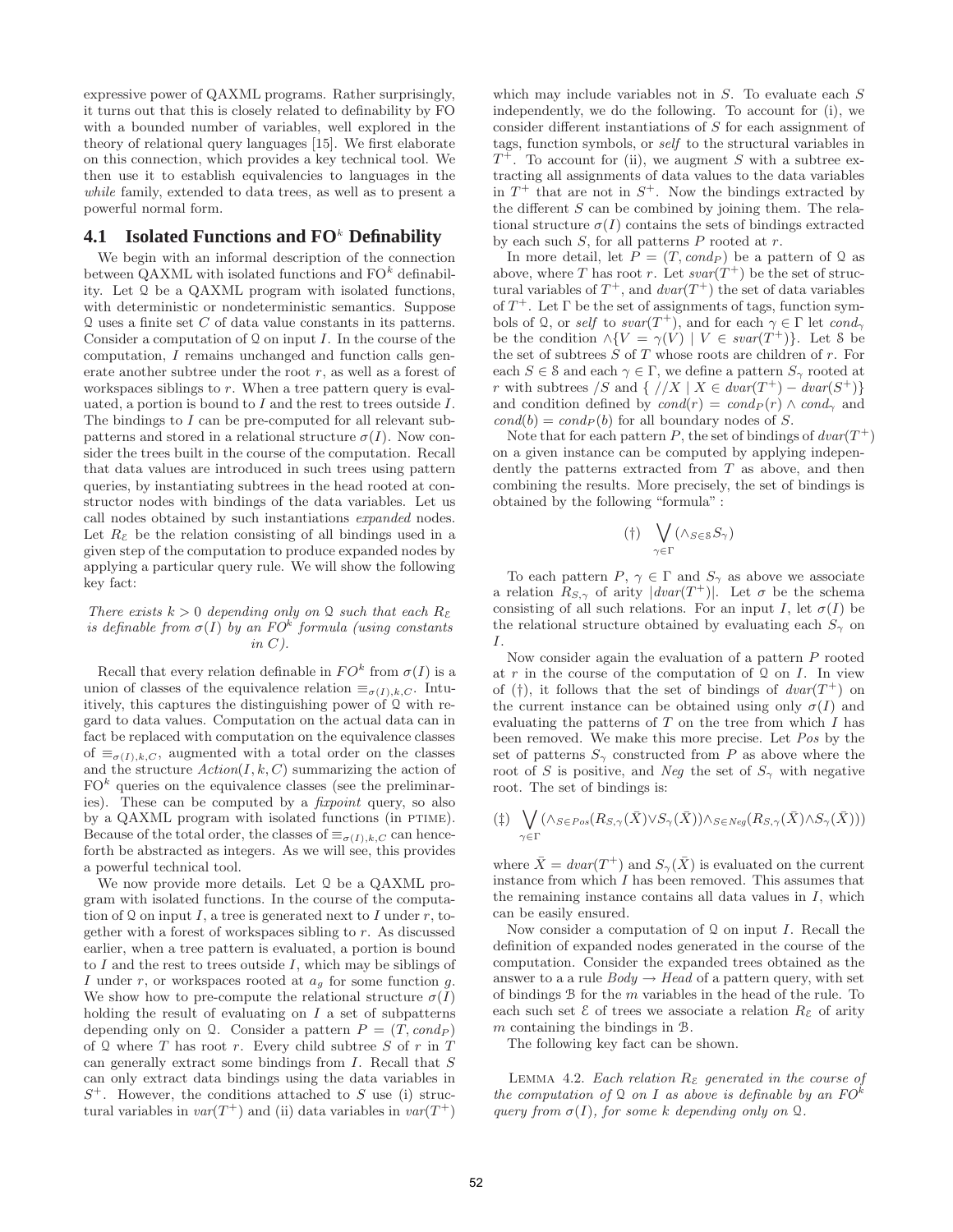expressive power of QAXML programs. Rather surprisingly, it turns out that this is closely related to definability by FO with a bounded number of variables, well explored in the theory of relational query languages [15]. We first elaborate on this connection, which provides a key technical tool. We then use it to establish equivalencies to languages in the *while* family, extended to data trees, as well as to present a powerful normal form.

## 4.1 Isolated Functions and FO$^k$ Definability

We begin with an informal description of the connection between QAXML with isolated functions and FO$^k$ definability. Let $\mathcal{Q}$ be a QAXML program with isolated functions, with deterministic or nondeterministic semantics. Suppose $\mathcal{Q}$ uses a finite set $C$ of data value constants in its patterns. Consider a computation of $\mathcal{Q}$ on input $I$. In the course of the computation, $I$ remains unchanged and function calls generate another subtree under the root $r$, as well as a forest of workspaces siblings to $r$. When a tree pattern query is evaluated, a portion is bound to $I$ and the rest to trees outside $I$. The bindings to $I$ can be pre-computed for all relevant subpatterns and stored in a relational structure $\sigma(I)$. Now consider the trees built in the course of the computation. Recall that data values are introduced in such trees using pattern queries, by instantiating subtrees in the head rooted at constructor nodes with bindings of the data variables. Let us call nodes obtained by such instantiations *expanded* nodes. Let $R_{\mathcal{E}}$ be the relation consisting of all bindings used in a given step of the computation to produce expanded nodes by applying a particular query rule. We will show the following key fact:

*There exists $k > 0$ depending only on $\mathcal{Q}$ such that each $R_{\mathcal{E}}$ is definable from $\sigma(I)$ by an FO$^k$ formula (using constants in $C$).*

Recall that every relation definable in $FO^k$ from $\sigma(I)$ is a union of classes of the equivalence relation $\equiv_{\sigma(I),k,C}$. Intuitively, this captures the distinguishing power of $\mathcal{Q}$ with regard to data values. Computation on the actual data can in fact be replaced with computation on the equivalence classes of $\equiv_{\sigma(I),k,C}$, augmented with a total order on the classes and the structure $Action(I, k, C)$ summarizing the action of FO$^k$ queries on the equivalence classes (see the preliminaries). These can be computed by a *fixpoint* query, so also by a QAXML program with isolated functions (in PTIME). Because of the total order, the classes of $\equiv_{\sigma(I),k,C}$ can henceforth be abstracted as integers. As we will see, this provides a powerful technical tool.

We now provide more details. Let $\mathcal{Q}$ be a QAXML program with isolated functions. In the course of the computation of $\mathcal{Q}$ on input $I$, a tree is generated next to $I$ under $r$, together with a forest of workspaces sibling to $r$. As discussed earlier, when a tree pattern is evaluated, a portion is bound to $I$ and the rest to trees outside $I$, which may be siblings of $I$ under $r$, or workspaces rooted at $a_g$ for some function $g$. We show how to pre-compute the relational structure $\sigma(I)$ holding the result of evaluating on $I$ a set of subpatterns depending only on $\mathcal{Q}$. Consider a pattern $P = (T, cond_P)$ of $\mathcal{Q}$ where $T$ has root $r$. Every child subtree $S$ of $r$ in $T$ can generally extract some bindings from $I$. Recall that $S$ can only extract data bindings using the data variables in $S^+$. However, the conditions attached to $S$ use (i) structural variables in $var(T^+)$ and (ii) data variables in $var(T^+)$ which may include variables not in $S$. To evaluate each $S$ independently, we do the following. To account for (i), we consider different instantiations of $S$ for each assignment of tags, function symbols, or *self* to the structural variables in $T^+$. To account for (ii), we augment $S$ with a subtree extracting all assignments of data values to the data variables in $T^+$ that are not in $S^+$. Now the bindings extracted by the different $S$ can be combined by joining them. The relational structure $\sigma(I)$ contains the sets of bindings extracted by each such $S$, for all patterns $P$ rooted at $r$.

In more detail, let $P = (T, cond_P)$ be a pattern of $\mathcal{Q}$ as above, where $T$ has root $r$. Let $svar(T^+)$ be the set of structural variables of $T^+$, and $dvar(T^+)$ the set of data variables of $T^+$. Let $\Gamma$ be the set of assignments of tags, function symbols of $\mathcal{Q}$, or *self* to $svar(T^+)$, and for each $\gamma \in \Gamma$ let $cond_\gamma$ be the condition $\wedge\{V = \gamma(V) \mid V \in svar(T^+)\}$. Let $\mathcal{S}$ be the set of subtrees $S$ of $T$ whose roots are children of $r$. For each $S \in \mathcal{S}$ and each $\gamma \in \Gamma$, we define a pattern $S_\gamma$ rooted at $r$ with subtrees $/S$ and $\{ //X \mid X \in dvar(T^+) - dvar(S^+)\}$ and condition defined by $cond(r) = cond_P(r) \wedge cond_\gamma$ and $cond(b) = cond_P(b)$ for all boundary nodes of $S$.

Note that for each pattern $P$, the set of bindings of $dvar(T^+)$ on a given instance can be computed by applying independently the patterns extracted from $T$ as above, and then combining the results. More precisely, the set of bindings is obtained by the following "formula" :

$$(\dagger) \quad \bigvee_{\gamma \in \Gamma} (\wedge_{S \in \mathcal{S}} S_\gamma)$$

To each pattern $P$, $\gamma \in \Gamma$ and $S_\gamma$ as above we associate a relation $R_{S,\gamma}$ of arity $|dvar(T^+)|$. Let $\sigma$ be the schema consisting of all such relations. For an input $I$, let $\sigma(I)$ be the relational structure obtained by evaluating each $S_\gamma$ on $I$.

Now consider again the evaluation of a pattern $P$ rooted at $r$ in the course of the computation of $\mathcal{Q}$ on $I$. In view of ($\dagger$), it follows that the set of bindings of $dvar(T^+)$ on the current instance can be obtained using only $\sigma(I)$ and evaluating the patterns of $T$ on the tree from which $I$ has been removed. We make this more precise. Let *Pos* by the set of patterns $S_\gamma$ constructed from $P$ as above where the root of $S$ is positive, and *Neg* the set of $S_\gamma$ with negative root. The set of bindings is:

$$(\ddagger) \quad \bigvee_{\gamma \in \Gamma} (\wedge_{S \in Pos}(R_{S,\gamma}(\bar{X}) \vee S_\gamma(\bar{X})) \wedge_{S \in Neg}(R_{S,\gamma}(\bar{X}) \wedge S_\gamma(\bar{X})))$$

where $\bar{X} = dvar(T^+)$ and $S_\gamma(\bar{X})$ is evaluated on the current instance from which $I$ has been removed. This assumes that the remaining instance contains all data values in $I$, which can be easily ensured.

Now consider a computation of $\mathcal{Q}$ on input $I$. Recall the definition of expanded nodes generated in the course of the computation. Consider the expanded trees obtained as the answer to a a rule $Body \to Head$ of a pattern query, with set of bindings $\mathcal{B}$ for the $m$ variables in the head of the rule. To each such set $\mathcal{E}$ of trees we associate a relation $R_{\mathcal{E}}$ of arity $m$ containing the bindings in $\mathcal{B}$.

The following key fact can be shown.

LEMMA 4.2. *Each relation $R_{\mathcal{E}}$ generated in the course of the computation of $\mathcal{Q}$ on $I$ as above is definable by an $FO^k$ query from $\sigma(I)$, for some $k$ depending only on $\mathcal{Q}$.*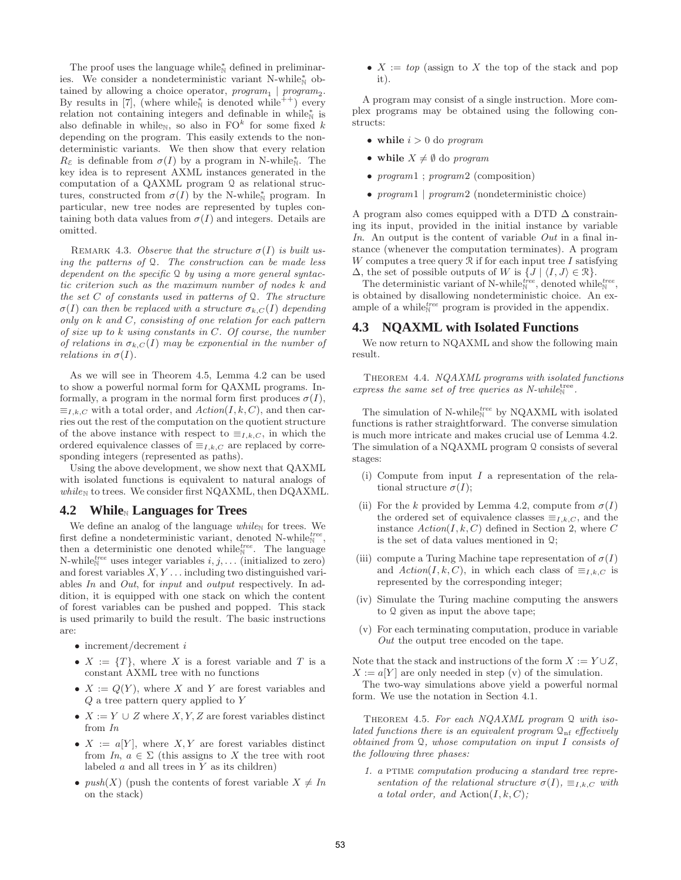The proof uses the language $\text{while}^*_{\mathbb{N}}$ defined in preliminaries. We consider a nondeterministic variant N-$\text{while}^*_{\mathbb{N}}$ obtained by allowing a choice operator, $\textit{program}_1 \mid \textit{program}_2$. By results in [7], (where $\text{while}^*_{\mathbb{N}}$ is denoted $\text{while}^{++}$) every relation not containing integers and definable in $\text{while}^*_{\mathbb{N}}$ is also definable in $\text{while}_{\mathbb{N}}$, so also in $\text{FO}^k$ for some fixed $k$ depending on the program. This easily extends to the nondeterministic variants. We then show that every relation $R_\mathcal{E}$ is definable from $\sigma(I)$ by a program in N-$\text{while}^*_{\mathbb{N}}$. The key idea is to represent AXML instances generated in the computation of a QAXML program $\mathcal{Q}$ as relational structures, constructed from $\sigma(I)$ by the N-$\text{while}^*_{\mathbb{N}}$ program. In particular, new tree nodes are represented by tuples containing both data values from $\sigma(I)$ and integers. Details are omitted.

Remark 4.3. *Observe that the structure $\sigma(I)$ is built using the patterns of $\mathcal{Q}$. The construction can be made less dependent on the specific $\mathcal{Q}$ by using a more general syntactic criterion such as the maximum number of nodes $k$ and the set $C$ of constants used in patterns of $\mathcal{Q}$. The structure $\sigma(I)$ can then be replaced with a structure $\sigma_{k,C}(I)$ depending only on $k$ and $C$, consisting of one relation for each pattern of size up to $k$ using constants in $C$. Of course, the number of relations in $\sigma_{k,C}(I)$ may be exponential in the number of relations in $\sigma(I)$.*

As we will see in Theorem 4.5, Lemma 4.2 can be used to show a powerful normal form for QAXML programs. Informally, a program in the normal form first produces $\sigma(I)$, $\equiv_{I,k,C}$ with a total order, and $Action(I,k,C)$, and then carries out the rest of the computation on the quotient structure of the above instance with respect to $\equiv_{I,k,C}$, in which the ordered equivalence classes of $\equiv_{I,k,C}$ are replaced by corresponding integers (represented as paths).

Using the above development, we show next that QAXML with isolated functions is equivalent to natural analogs of $\textit{while}_{\mathbb{N}}$ to trees. We consider first NQAXML, then DQAXML.

## 4.2 $\text{While}_{\mathbb{N}}$ Languages for Trees

We define an analog of the language $\textit{while}_{\mathbb{N}}$ for trees. We first define a nondeterministic variant, denoted N-$\text{while}^{tree}_{\mathbb{N}}$, then a deterministic one denoted $\text{while}^{tree}_{\mathbb{N}}$. The language N-$\text{while}^{tree}_{\mathbb{N}}$ uses integer variables $i, j, \ldots$ (initialized to zero) and forest variables $X, Y \ldots$ including two distinguished variables *In* and *Out*, for *input* and *output* respectively. In addition, it is equipped with one stack on which the content of forest variables can be pushed and popped. This stack is used primarily to build the result. The basic instructions are:

- increment/decrement $i$
- $X := \{T\}$, where $X$ is a forest variable and $T$ is a constant AXML tree with no functions
- $X := Q(Y)$, where $X$ and $Y$ are forest variables and $Q$ a tree pattern query applied to $Y$
- $X := Y \cup Z$ where $X, Y, Z$ are forest variables distinct from *In*
- $X := a[Y]$, where $X, Y$ are forest variables distinct from *In*, $a \in \Sigma$ (this assigns to $X$ the tree with root labeled $a$ and all trees in $Y$ as its children)
- $push(X)$ (push the contents of forest variable $X \neq In$ on the stack)
- $X := top$ (assign to $X$ the top of the stack and pop it).

A program may consist of a single instruction. More complex programs may be obtained using the following constructs:

- **while** $i > 0$ do *program*
- **while** $X \neq \emptyset$ do *program*
- *program*1 ; *program*2 (composition)
- *program*1 | *program*2 (nondeterministic choice)

A program also comes equipped with a DTD $\Delta$ constraining its input, provided in the initial instance by variable *In*. An output is the content of variable *Out* in a final instance (whenever the computation terminates). A program $W$ computes a tree query $\mathcal{R}$ if for each input tree $I$ satisfying $\Delta$, the set of possible outputs of $W$ is $\{J \mid \langle I, J\rangle \in \mathcal{R}\}$.

The deterministic variant of N-$\text{while}^{tree}_{\mathbb{N}}$, denoted $\text{while}^{tree}_{\mathbb{N}}$, is obtained by disallowing nondeterministic choice. An example of a $\text{while}^{tree}_{\mathbb{N}}$ program is provided in the appendix.

## 4.3 NQAXML with Isolated Functions

We now return to NQAXML and show the following main result.

Theorem 4.4. *NQAXML programs with isolated functions express the same set of tree queries as N-$\text{while}^{\text{tree}}_{\mathbb{N}}$.*

The simulation of N-$\text{while}^{tree}_{\mathbb{N}}$ by NQAXML with isolated functions is rather straightforward. The converse simulation is much more intricate and makes crucial use of Lemma 4.2. The simulation of a NQAXML program $\mathcal{Q}$ consists of several stages:

(i) Compute from input $I$ a representation of the relational structure $\sigma(I)$;

(ii) For the $k$ provided by Lemma 4.2, compute from $\sigma(I)$ the ordered set of equivalence classes $\equiv_{I,k,C}$, and the instance $Action(I,k,C)$ defined in Section 2, where $C$ is the set of data values mentioned in $\mathcal{Q}$;

(iii) compute a Turing Machine tape representation of $\sigma(I)$ and $Action(I,k,C)$, in which each class of $\equiv_{I,k,C}$ is represented by the corresponding integer;

(iv) Simulate the Turing machine computing the answers to $\mathcal{Q}$ given as input the above tape;

(v) For each terminating computation, produce in variable *Out* the output tree encoded on the tape.

Note that the stack and instructions of the form $X := Y \cup Z$, $X := a[Y]$ are only needed in step (v) of the simulation.

The two-way simulations above yield a powerful normal form. We use the notation in Section 4.1.

Theorem 4.5. *For each NQAXML program $\mathcal{Q}$ with isolated functions there is an equivalent program $\mathcal{Q}_{\text{nf}}$ effectively obtained from $\mathcal{Q}$, whose computation on input $I$ consists of the following three phases:*

1. *a* PTIME *computation producing a standard tree representation of the relational structure $\sigma(I)$, $\equiv_{I,k,C}$ with a total order, and* $\text{Action}(I,k,C)$*;*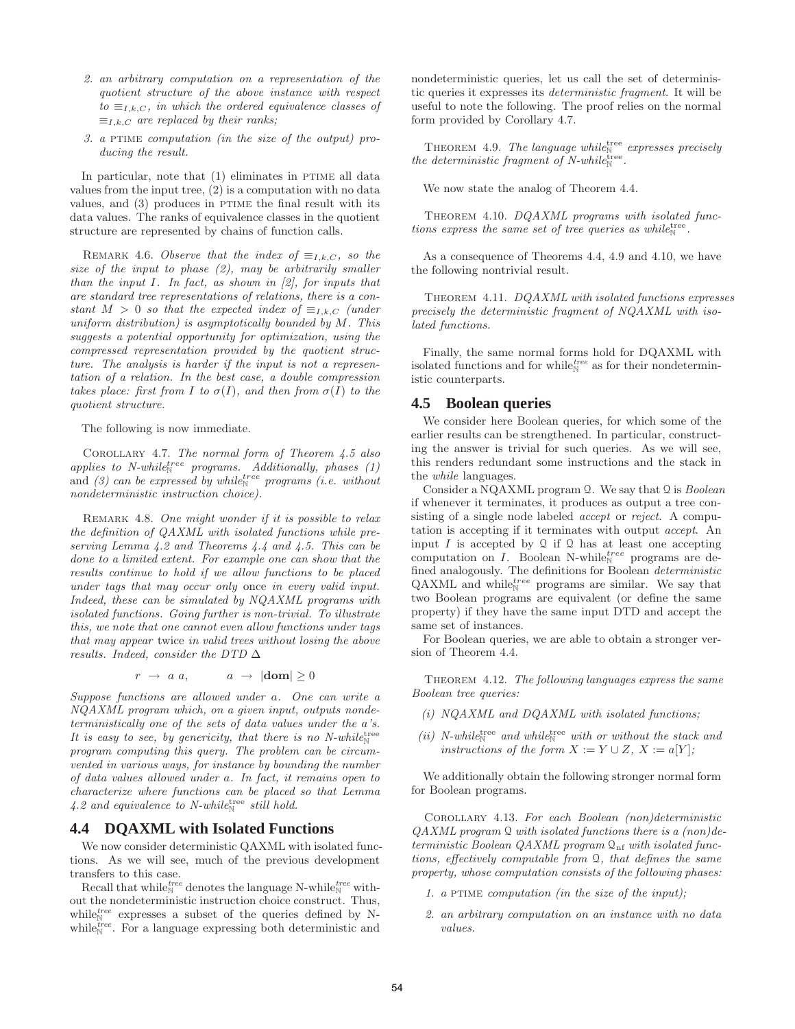2. *an arbitrary computation on a representation of the quotient structure of the above instance with respect to $\equiv_{I,k,C}$, in which the ordered equivalence classes of $\equiv_{I,k,C}$ are replaced by their ranks;*

3. *a* PTIME *computation (in the size of the output) producing the result.*

In particular, note that (1) eliminates in PTIME all data values from the input tree, (2) is a computation with no data values, and (3) produces in PTIME the final result with its data values. The ranks of equivalence classes in the quotient structure are represented by chains of function calls.

REMARK 4.6. *Observe that the index of $\equiv_{I,k,C}$, so the size of the input to phase (2), may be arbitrarily smaller than the input $I$. In fact, as shown in [2], for inputs that are standard tree representations of relations, there is a constant $M > 0$ so that the expected index of $\equiv_{I,k,C}$ (under uniform distribution) is asymptotically bounded by $M$. This suggests a potential opportunity for optimization, using the compressed representation provided by the quotient structure. The analysis is harder if the input is not a representation of a relation. In the best case, a double compression takes place: first from $I$ to $\sigma(I)$, and then from $\sigma(I)$ to the quotient structure.*

The following is now immediate.

COROLLARY 4.7. *The normal form of Theorem 4.5 also applies to N-while$_{\mathbb{N}}^{tree}$ programs. Additionally, phases (1) and (3) can be expressed by while$_{\mathbb{N}}^{tree}$ programs (i.e. without nondeterministic instruction choice).*

REMARK 4.8. *One might wonder if it is possible to relax the definition of QAXML with isolated functions while preserving Lemma 4.2 and Theorems 4.4 and 4.5. This can be done to a limited extent. For example one can show that the results continue to hold if we allow functions to be placed under tags that may occur only* once *in every valid input. Indeed, these can be simulated by NQAXML programs with isolated functions. Going further is non-trivial. To illustrate this, we note that one cannot even allow functions under tags that may appear* twice *in valid trees without losing the above results. Indeed, consider the DTD $\Delta$*

$$r \;\rightarrow\; a\ a, \qquad a \;\rightarrow\; |\mathbf{dom}| \geq 0$$

*Suppose functions are allowed under $a$. One can write a NQAXML program which, on a given input, outputs nondeterministically one of the sets of data values under the $a$'s. It is easy to see, by genericity, that there is no N-while$_{\mathbb{N}}^{\text{tree}}$ program computing this query. The problem can be circumvented in various ways, for instance by bounding the number of data values allowed under $a$. In fact, it remains open to characterize where functions can be placed so that Lemma 4.2 and equivalence to N-while$_{\mathbb{N}}^{\text{tree}}$ still hold.*

## 4.4 DQAXML with Isolated Functions

We now consider deterministic QAXML with isolated functions. As we will see, much of the previous development transfers to this case.

Recall that while$_{\mathbb{N}}^{tree}$ denotes the language N-while$_{\mathbb{N}}^{tree}$ without the nondeterministic instruction choice construct. Thus, while$_{\mathbb{N}}^{tree}$ expresses a subset of the queries defined by N-while$_{\mathbb{N}}^{tree}$. For a language expressing both deterministic and nondeterministic queries, let us call the set of deterministic queries it expresses its *deterministic fragment*. It will be useful to note the following. The proof relies on the normal form provided by Corollary 4.7.

THEOREM 4.9. *The language while$_{\mathbb{N}}^{\text{tree}}$ expresses precisely the deterministic fragment of N-while$_{\mathbb{N}}^{\text{tree}}$.*

We now state the analog of Theorem 4.4.

THEOREM 4.10. *DQAXML programs with isolated functions express the same set of tree queries as while$_{\mathbb{N}}^{\text{tree}}$.*

As a consequence of Theorems 4.4, 4.9 and 4.10, we have the following nontrivial result.

THEOREM 4.11. *DQAXML with isolated functions expresses precisely the deterministic fragment of NQAXML with isolated functions.*

Finally, the same normal forms hold for DQAXML with isolated functions and for while$_{\mathbb{N}}^{tree}$ as for their nondeterministic counterparts.

## 4.5 Boolean queries

We consider here Boolean queries, for which some of the earlier results can be strengthened. In particular, constructing the answer is trivial for such queries. As we will see, this renders redundant some instructions and the stack in the *while* languages.

Consider a NQAXML program $\mathcal{Q}$. We say that $\mathcal{Q}$ is *Boolean* if whenever it terminates, it produces as output a tree consisting of a single node labeled *accept* or *reject*. A computation is accepting if it terminates with output *accept*. An input $I$ is accepted by $\mathcal{Q}$ if $\mathcal{Q}$ has at least one accepting computation on $I$. Boolean N-while$_{\mathbb{N}}^{tree}$ programs are defined analogously. The definitions for Boolean *deterministic* QAXML and while$_{\mathbb{N}}^{tree}$ programs are similar. We say that two Boolean programs are equivalent (or define the same property) if they have the same input DTD and accept the same set of instances.

For Boolean queries, we are able to obtain a stronger version of Theorem 4.4.

THEOREM 4.12. *The following languages express the same Boolean tree queries:*

*(i) NQAXML and DQAXML with isolated functions;*

*(ii) N-while$_{\mathbb{N}}^{\text{tree}}$ and while$_{\mathbb{N}}^{\text{tree}}$ with or without the stack and instructions of the form $X := Y \cup Z$, $X := a[Y]$;*

We additionally obtain the following stronger normal form for Boolean programs.

COROLLARY 4.13. *For each Boolean (non)deterministic QAXML program $\mathcal{Q}$ with isolated functions there is a (non)deterministic Boolean QAXML program $\mathcal{Q}_{\text{nf}}$ with isolated functions, effectively computable from $\mathcal{Q}$, that defines the same property, whose computation consists of the following phases:*

1. *a* PTIME *computation (in the size of the input);*

2. *an arbitrary computation on an instance with no data values.*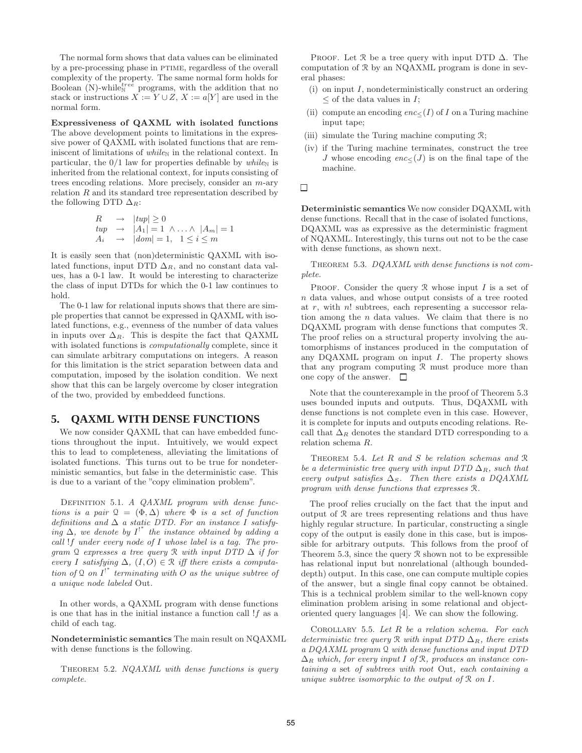The normal form shows that data values can be eliminated by a pre-processing phase in PTIME, regardless of the overall complexity of the property. The same normal form holds for Boolean (N)-while$_{\mathbb{N}}^{tree}$ programs, with the addition that no stack or instructions $X := Y \cup Z$, $X := a[Y]$ are used in the normal form.

**Expressiveness of QAXML with isolated functions** The above development points to limitations in the expressive power of QAXML with isolated functions that are reminiscent of limitations of *while*$_{\mathbb{N}}$ in the relational context. In particular, the 0/1 law for properties definable by *while*$_{\mathbb{N}}$ is inherited from the relational context, for inputs consisting of trees encoding relations. More precisely, consider an $m$-ary relation $R$ and its standard tree representation described by the following DTD $\Delta_R$:

$$\begin{array}{lll} R & \rightarrow & |tup| \geq 0 \\ tup & \rightarrow & |A_1| = 1 \ \wedge \ldots \wedge \ |A_m| = 1 \\ A_i & \rightarrow & |dom| = 1, \quad 1 \leq i \leq m \end{array}$$

It is easily seen that (non)deterministic QAXML with isolated functions, input DTD $\Delta_R$, and no constant data values, has a 0-1 law. It would be interesting to characterize the class of input DTDs for which the 0-1 law continues to hold.

The 0-1 law for relational inputs shows that there are simple properties that cannot be expressed in QAXML with isolated functions, e.g., evenness of the number of data values in inputs over $\Delta_R$. This is despite the fact that QAXML with isolated functions is *computationally* complete, since it can simulate arbitrary computations on integers. A reason for this limitation is the strict separation between data and computation, imposed by the isolation condition. We next show that this can be largely overcome by closer integration of the two, provided by embeddeed functions.

## 5. QAXML WITH DENSE FUNCTIONS

We now consider QAXML that can have embedded functions throughout the input. Intuitively, we would expect this to lead to completeness, alleviating the limitations of isolated functions. This turns out to be true for nondeterministic semantics, but false in the deterministic case. This is due to a variant of the "copy elimination problem".

DEFINITION 5.1. *A QAXML program with dense functions is a pair $\mathcal{Q} = (\Phi, \Delta)$ where $\Phi$ is a set of function definitions and $\Delta$ a static DTD. For an instance $I$ satisfying $\Delta$, we denote by $I^{!^*}$ the instance obtained by adding a call $!f$ under every node of $I$ whose label is a tag. The program $\mathcal{Q}$ expresses a tree query $\mathcal{R}$ with input DTD $\Delta$ if for every $I$ satisfying $\Delta$, $(I, O) \in \mathcal{R}$ iff there exists a computation of $\mathcal{Q}$ on $I^{!^*}$ terminating with $O$ as the unique subtree of a unique node labeled* Out.

In other words, a QAXML program with dense functions is one that has in the initial instance a function call $!f$ as a child of each tag.

**Nondeterministic semantics** The main result on NQAXML with dense functions is the following.

THEOREM 5.2. *NQAXML with dense functions is query complete.*

PROOF. Let $\mathcal{R}$ be a tree query with input DTD $\Delta$. The computation of $\mathcal{R}$ by an NQAXML program is done in several phases:

(i) on input $I$, nondeterministically construct an ordering $\leq$ of the data values in $I$;

(ii) compute an encoding $enc_{\leq}(I)$ of $I$ on a Turing machine input tape;

(iii) simulate the Turing machine computing $\mathcal{R}$;

(iv) if the Turing machine terminates, construct the tree $J$ whose encoding $enc_{\leq}(J)$ is on the final tape of the machine.

□

**Deterministic semantics** We now consider DQAXML with dense functions. Recall that in the case of isolated functions, DQAXML was as expressive as the deterministic fragment of NQAXML. Interestingly, this turns out not to be the case with dense functions, as shown next.

THEOREM 5.3. *DQAXML with dense functions is not complete.*

PROOF. Consider the query $\mathcal{R}$ whose input $I$ is a set of $n$ data values, and whose output consists of a tree rooted at $r$, with $n!$ subtrees, each representing a successor relation among the $n$ data values. We claim that there is no DQAXML program with dense functions that computes $\mathcal{R}$. The proof relies on a structural property involving the automorphisms of instances produced in the computation of any DQAXML program on input $I$. The property shows that any program computing $\mathcal{R}$ must produce more than one copy of the answer. □

Note that the counterexample in the proof of Theorem 5.3 uses bounded inputs and outputs. Thus, DQAXML with dense functions is not complete even in this case. However, it is complete for inputs and outputs encoding relations. Recall that $\Delta_R$ denotes the standard DTD corresponding to a relation schema $R$.

THEOREM 5.4. *Let $R$ and $S$ be relation schemas and $\mathcal{R}$ be a deterministic tree query with input DTD $\Delta_R$, such that every output satisfies $\Delta_S$. Then there exists a DQAXML program with dense functions that expresses $\mathcal{R}$.*

The proof relies crucially on the fact that the input and output of $\mathcal{R}$ are trees representing relations and thus have highly regular structure. In particular, constructing a single copy of the output is easily done in this case, but is impossible for arbitrary outputs. This follows from the proof of Theorem 5.3, since the query $\mathcal{R}$ shown not to be expressible has relational input but nonrelational (although bounded-depth) output. In this case, one can compute multiple copies of the answer, but a single final copy cannot be obtained. This is a technical problem similar to the well-known copy elimination problem arising in some relational and object-oriented query languages [4]. We can show the following.

COROLLARY 5.5. *Let $R$ be a relation schema. For each deterministic tree query $\mathcal{R}$ with input DTD $\Delta_R$, there exists a DQAXML program $\mathcal{Q}$ with dense functions and input DTD $\Delta_R$ which, for every input $I$ of $\mathcal{R}$, produces an instance containing a* set *of subtrees with root* Out*, each containing a unique subtree isomorphic to the output of $\mathcal{R}$ on $I$.*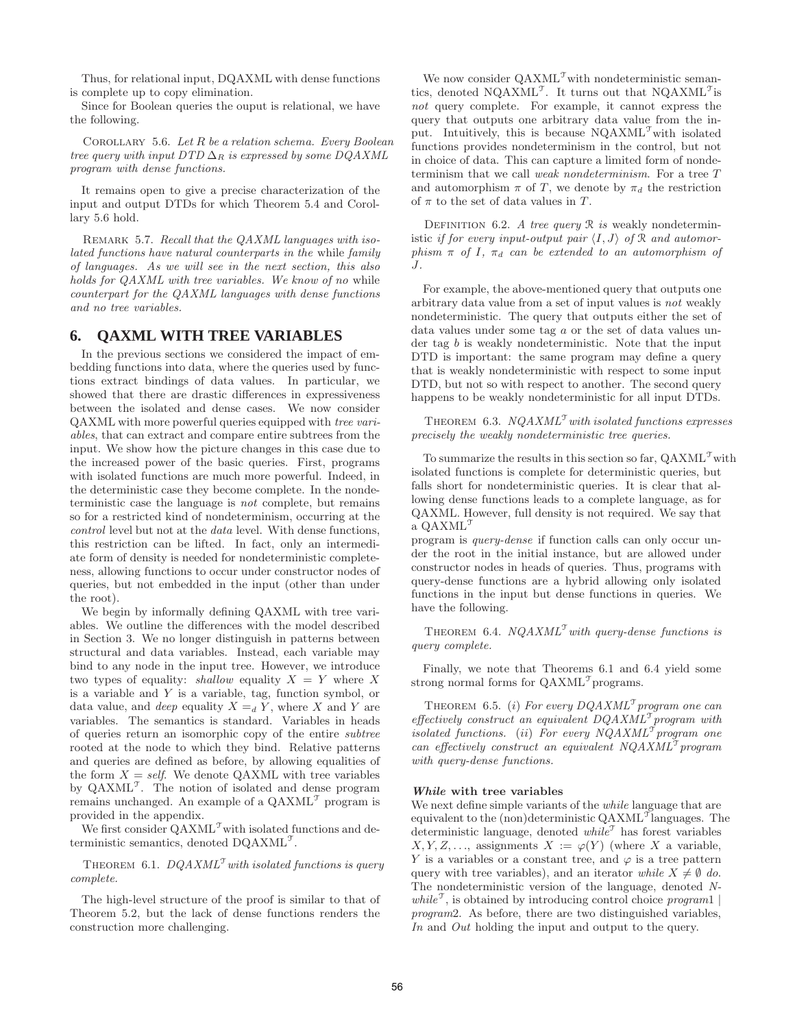Thus, for relational input, DQAXML with dense functions is complete up to copy elimination.

Since for Boolean queries the ouput is relational, we have the following.

COROLLARY 5.6. *Let $R$ be a relation schema. Every Boolean tree query with input DTD $\Delta_R$ is expressed by some DQAXML program with dense functions.*

It remains open to give a precise characterization of the input and output DTDs for which Theorem 5.4 and Corollary 5.6 hold.

REMARK 5.7. *Recall that the QAXML languages with isolated functions have natural counterparts in the* while *family of languages. As we will see in the next section, this also holds for QAXML with tree variables. We know of no* while *counterpart for the QAXML languages with dense functions and no tree variables.*

## 6. QAXML WITH TREE VARIABLES

In the previous sections we considered the impact of embedding functions into data, where the queries used by functions extract bindings of data values. In particular, we showed that there are drastic differences in expressiveness between the isolated and dense cases. We now consider QAXML with more powerful queries equipped with *tree variables*, that can extract and compare entire subtrees from the input. We show how the picture changes in this case due to the increased power of the basic queries. First, programs with isolated functions are much more powerful. Indeed, in the deterministic case they become complete. In the nondeterministic case the language is *not* complete, but remains so for a restricted kind of nondeterminism, occurring at the *control* level but not at the *data* level. With dense functions, this restriction can be lifted. In fact, only an intermediate form of density is needed for nondeterministic completeness, allowing functions to occur under constructor nodes of queries, but not embedded in the input (other than under the root).

We begin by informally defining QAXML with tree variables. We outline the differences with the model described in Section 3. We no longer distinguish in patterns between structural and data variables. Instead, each variable may bind to any node in the input tree. However, we introduce two types of equality: *shallow* equality $X = Y$ where $X$ is a variable and $Y$ is a variable, tag, function symbol, or data value, and *deep* equality $X =_d Y$, where $X$ and $Y$ are variables. The semantics is standard. Variables in heads of queries return an isomorphic copy of the entire *subtree* rooted at the node to which they bind. Relative patterns and queries are defined as before, by allowing equalities of the form $X = self$. We denote QAXML with tree variables by $\text{QAXML}^{\mathcal{T}}$. The notion of isolated and dense program remains unchanged. An example of a $\text{QAXML}^{\mathcal{T}}$ program is provided in the appendix.

We first consider $\text{QAXML}^{\mathcal{T}}$ with isolated functions and deterministic semantics, denoted $\text{DQAXML}^{\mathcal{T}}$.

THEOREM 6.1. *$\text{DQAXML}^{\mathcal{T}}$ with isolated functions is query complete.*

The high-level structure of the proof is similar to that of Theorem 5.2, but the lack of dense functions renders the construction more challenging.

We now consider $\text{QAXML}^{\mathcal{T}}$ with nondeterministic semantics, denoted $\text{NQAXML}^{\mathcal{T}}$. It turns out that $\text{NQAXML}^{\mathcal{T}}$ is *not* query complete. For example, it cannot express the query that outputs one arbitrary data value from the input. Intuitively, this is because $\text{NQAXML}^{\mathcal{T}}$ with isolated functions provides nondeterminism in the control, but not in choice of data. This can capture a limited form of nondeterminism that we call *weak nondeterminism*. For a tree $T$ and automorphism $\pi$ of $T$, we denote by $\pi_d$ the restriction of $\pi$ to the set of data values in $T$.

DEFINITION 6.2. *A tree query $\mathcal{R}$ is* weakly nondeterministic *if for every input-output pair $\langle I, J\rangle$ of $\mathcal{R}$ and automorphism $\pi$ of $I$, $\pi_d$ can be extended to an automorphism of $J$.*

For example, the above-mentioned query that outputs one arbitrary data value from a set of input values is *not* weakly nondeterministic. The query that outputs either the set of data values under some tag $a$ or the set of data values under tag $b$ is weakly nondeterministic. Note that the input DTD is important: the same program may define a query that is weakly nondeterministic with respect to some input DTD, but not so with respect to another. The second query happens to be weakly nondeterministic for all input DTDs.

THEOREM 6.3. *$\text{NQAXML}^{\mathcal{T}}$ with isolated functions expresses precisely the weakly nondeterministic tree queries.*

To summarize the results in this section so far, $\text{QAXML}^{\mathcal{T}}$ with isolated functions is complete for deterministic queries, but falls short for nondeterministic queries. It is clear that allowing dense functions leads to a complete language, as for QAXML. However, full density is not required. We say that a $\text{QAXML}^{\mathcal{T}}$ program is *query-dense* if function calls can only occur under the root in the initial instance, but are allowed under constructor nodes in heads of queries. Thus, programs with query-dense functions are a hybrid allowing only isolated functions in the input but dense functions in queries. We have the following.

THEOREM 6.4. *$\text{NQAXML}^{\mathcal{T}}$ with query-dense functions is query complete.*

Finally, we note that Theorems 6.1 and 6.4 yield some strong normal forms for $\text{QAXML}^{\mathcal{T}}$ programs.

THEOREM 6.5. *(i) For every $\text{DQAXML}^{\mathcal{T}}$ program one can effectively construct an equivalent $\text{DQAXML}^{\mathcal{T}}$ program with isolated functions. (ii) For every $\text{NQAXML}^{\mathcal{T}}$ program one can effectively construct an equivalent $\text{NQAXML}^{\mathcal{T}}$ program with query-dense functions.*

### *While* with tree variables

We next define simple variants of the *while* language that are equivalent to the (non)deterministic $\text{QAXML}^{\mathcal{T}}$ languages. The deterministic language, denoted $while^{\mathcal{T}}$ has forest variables $X, Y, Z, \ldots$, assignments $X := \varphi(Y)$ (where $X$ a variable, $Y$ is a variables or a constant tree, and $\varphi$ is a tree pattern query with tree variables), and an iterator *while* $X \neq \emptyset$ *do*. The nondeterministic version of the language, denoted *N*-$while^{\mathcal{T}}$, is obtained by introducing control choice *program*1 | *program*2. As before, there are two distinguished variables, *In* and *Out* holding the input and output to the query.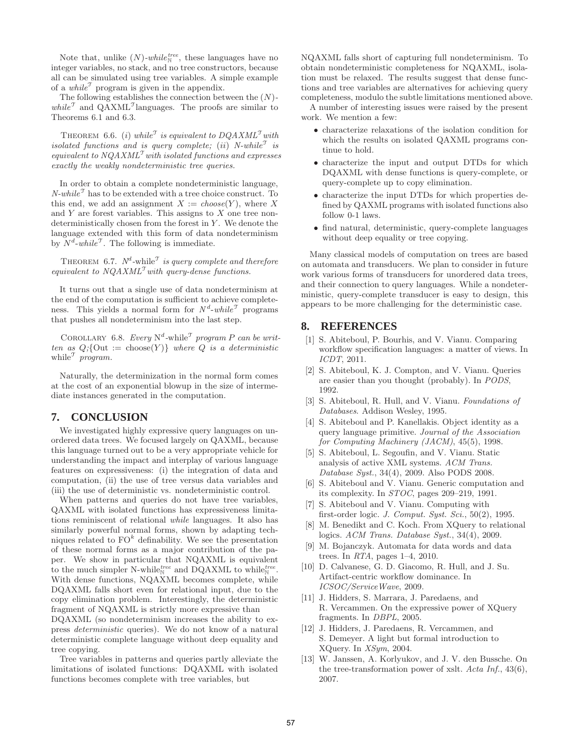Note that, unlike $(N)$-$while^{tree}_{\mathbb{N}}$, these languages have no integer variables, no stack, and no tree constructors, because all can be simulated using tree variables. A simple example of a $while^{\mathcal{T}}$ program is given in the appendix.

The following establishes the connection between the $(N)$-$while^{\mathcal{T}}$ and QAXML$^{\mathcal{T}}$ languages. The proofs are similar to Theorems 6.1 and 6.3.

THEOREM 6.6. *(i) $while^{\mathcal{T}}$ is equivalent to DQAXML$^{\mathcal{T}}$ with isolated functions and is query complete; (ii) N-$while^{\mathcal{T}}$ is equivalent to NQAXML$^{\mathcal{T}}$ with isolated functions and expresses exactly the weakly nondeterministic tree queries.*

In order to obtain a complete nondeterministic language, $N$-$while^{\mathcal{T}}$ has to be extended with a tree choice construct. To this end, we add an assignment $X := choose(Y)$, where $X$ and $Y$ are forest variables. This assigns to $X$ one tree nondeterministically chosen from the forest in $Y$. We denote the language extended with this form of data nondeterminism by $N^d$-$while^{\mathcal{T}}$. The following is immediate.

THEOREM 6.7. *$N^d$-while$^{\mathcal{T}}$ is query complete and therefore equivalent to NQAXML$^{\mathcal{T}}$ with query-dense functions.*

It turns out that a single use of data nondeterminism at the end of the computation is sufficient to achieve completeness. This yields a normal form for $N^d$-$while^{\mathcal{T}}$ programs that pushes all nondeterminism into the last step.

COROLLARY 6.8. *Every $\mathrm{N}^d$-while$^{\mathcal{T}}$ program $P$ can be written as $Q$;{Out := choose($Y$)} where $Q$ is a deterministic while$^{\mathcal{T}}$ program.*

Naturally, the determinization in the normal form comes at the cost of an exponential blowup in the size of intermediate instances generated in the computation.

## 7. CONCLUSION

We investigated highly expressive query languages on unordered data trees. We focused largely on QAXML, because this language turned out to be a very appropriate vehicle for understanding the impact and interplay of various language features on expressiveness: (i) the integration of data and computation, (ii) the use of tree versus data variables and (iii) the use of deterministic vs. nondeterministic control.

When patterns and queries do not have tree variables, QAXML with isolated functions has expressiveness limitations reminiscent of relational *while* languages. It also has similarly powerful normal forms, shown by adapting techniques related to $\mathrm{FO}^k$ definability. We see the presentation of these normal forms as a major contribution of the paper. We show in particular that NQAXML is equivalent to the much simpler N-while$^{tree}_{\mathbb{N}}$ and DQAXML to while$^{tree}_{\mathbb{N}}$. With dense functions, NQAXML becomes complete, while DQAXML falls short even for relational input, due to the copy elimination problem. Interestingly, the deterministic fragment of NQAXML is strictly more expressive than DQAXML (so nondeterminism increases the ability to express *deterministic* queries). We do not know of a natural deterministic complete language without deep equality and tree copying.

Tree variables in patterns and queries partly alleviate the limitations of isolated functions: DQAXML with isolated functions becomes complete with tree variables, but NQAXML falls short of capturing full nondeterminism. To obtain nondeterministic completeness for NQAXML, isolation must be relaxed. The results suggest that dense functions and tree variables are alternatives for achieving query completeness, modulo the subtle limitations mentioned above.

A number of interesting issues were raised by the present work. We mention a few:

- characterize relaxations of the isolation condition for which the results on isolated QAXML programs continue to hold.
- characterize the input and output DTDs for which DQAXML with dense functions is query-complete, or query-complete up to copy elimination.
- characterize the input DTDs for which properties defined by QAXML programs with isolated functions also follow 0-1 laws.
- find natural, deterministic, query-complete languages without deep equality or tree copying.

Many classical models of computation on trees are based on automata and transducers. We plan to consider in future work various forms of transducers for unordered data trees, and their connection to query languages. While a nondeterministic, query-complete transducer is easy to design, this appears to be more challenging for the deterministic case.

## 8. REFERENCES

[1] S. Abiteboul, P. Bourhis, and V. Vianu. Comparing workflow specification languages: a matter of views. In *ICDT*, 2011.

[2] S. Abiteboul, K. J. Compton, and V. Vianu. Queries are easier than you thought (probably). In *PODS*, 1992.

[3] S. Abiteboul, R. Hull, and V. Vianu. *Foundations of Databases*. Addison Wesley, 1995.

[4] S. Abiteboul and P. Kanellakis. Object identity as a query language primitive. *Journal of the Association for Computing Machinery (JACM)*, 45(5), 1998.

[5] S. Abiteboul, L. Segoufin, and V. Vianu. Static analysis of active XML systems. *ACM Trans. Database Syst.*, 34(4), 2009. Also PODS 2008.

[6] S. Abiteboul and V. Vianu. Generic computation and its complexity. In *STOC*, pages 209–219, 1991.

[7] S. Abiteboul and V. Vianu. Computing with first-order logic. *J. Comput. Syst. Sci.*, 50(2), 1995.

[8] M. Benedikt and C. Koch. From XQuery to relational logics. *ACM Trans. Database Syst.*, 34(4), 2009.

[9] M. Bojanczyk. Automata for data words and data trees. In *RTA*, pages 1–4, 2010.

[10] D. Calvanese, G. D. Giacomo, R. Hull, and J. Su. Artifact-centric workflow dominance. In *ICSOC/ServiceWave*, 2009.

[11] J. Hidders, S. Marrara, J. Paredaens, and R. Vercammen. On the expressive power of XQuery fragments. In *DBPL*, 2005.

[12] J. Hidders, J. Paredaens, R. Vercammen, and S. Demeyer. A light but formal introduction to XQuery. In *XSym*, 2004.

[13] W. Janssen, A. Korlyukov, and J. V. den Bussche. On the tree-transformation power of xslt. *Acta Inf.*, 43(6), 2007.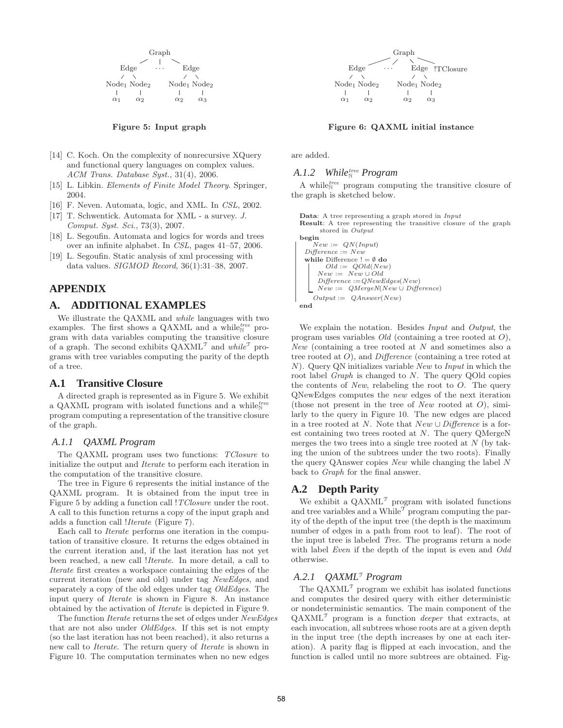```
              Graph
          /     |     \
      Edge     ...     Edge
      /  \             /  \
  Node1  Node2     Node1  Node2
    |      |         |      |
   α1     α2        α2     α3
```

**Figure 5: Input graph**

```
              Graph
          /     |     \      \
      Edge     ...     Edge  !TClosure
      /  \             /  \
  Node1  Node2     Node1  Node2
    |      |         |      |
   α1     α2        α2     α3
```

**Figure 6: QAXML initial instance**

[14] C. Koch. On the complexity of nonrecursive XQuery and functional query languages on complex values. *ACM Trans. Database Syst.*, 31(4), 2006.

[15] L. Libkin. *Elements of Finite Model Theory*. Springer, 2004.

[16] F. Neven. Automata, logic, and XML. In *CSL*, 2002.

[17] T. Schwentick. Automata for XML - a survey. *J. Comput. Syst. Sci.*, 73(3), 2007.

[18] L. Segoufin. Automata and logics for words and trees over an infinite alphabet. In *CSL*, pages 41–57, 2006.

[19] L. Segoufin. Static analysis of xml processing with data values. *SIGMOD Record*, 36(1):31–38, 2007.

# APPENDIX

# A. ADDITIONAL EXAMPLES

We illustrate the QAXML and *while* languages with two examples. The first shows a QAXML and a $\text{while}^{tree}_{\mathbb{N}}$ program with data variables computing the transitive closure of a graph. The second exhibits $\text{QAXML}^{\mathcal{T}}$ and $\textit{while}^{\mathcal{T}}$ programs with tree variables computing the parity of the depth of a tree.

## A.1 Transitive Closure

A directed graph is represented as in Figure 5. We exhibit a QAXML program with isolated functions and a $\text{while}^{tree}_{\mathbb{N}}$ program computing a representation of the transitive closure of the graph.

### A.1.1 QAXML Program

The QAXML program uses two functions: *TClosure* to initialize the output and *Iterate* to perform each iteration in the computation of the transitive closure.

The tree in Figure 6 represents the initial instance of the QAXML program. It is obtained from the input tree in Figure 5 by adding a function call !*TClosure* under the root. A call to this function returns a copy of the input graph and adds a function call !*Iterate* (Figure 7).

Each call to *Iterate* performs one iteration in the computation of transitive closure. It returns the edges obtained in the current iteration and, if the last iteration has not yet been reached, a new call !*Iterate*. In more detail, a call to *Iterate* first creates a workspace containing the edges of the current iteration (new and old) under tag *NewEdges*, and separately a copy of the old edges under tag *OldEdges*. The input query of *Iterate* is shown in Figure 8. An instance obtained by the activation of *Iterate* is depicted in Figure 9.

The function *Iterate* returns the set of edges under *NewEdges* that are not also under *OldEdges*. If this set is not empty (so the last iteration has not been reached), it also returns a new call to *Iterate*. The return query of *Iterate* is shown in Figure 10. The computation terminates when no new edges are added.

### A.1.2 $\text{While}^{tree}_{\mathbb{N}}$ Program

A $\text{while}^{tree}_{\mathbb{N}}$ program computing the transitive closure of the graph is sketched below.

```
Data: A tree representing a graph stored in Input
Result: A tree representing the transitive closure of the graph
        stored in Output
begin
    New := QN(Input)
    Difference := New
    while Difference != ∅ do
        Old := QOld(New)
        New := New ∪ Old
        Difference := QNewEdges(New)
        New := QMergeN(New ∪ Difference)
    Output := QAnswer(New)
end
```

We explain the notation. Besides *Input* and *Output*, the program uses variables *Old* (containing a tree rooted at $O$), *New* (containing a tree rooted at $N$ and sometimes also a tree rooted at $O$), and *Difference* (containing a tree roted at $N$). Query QN initializes variable *New* to *Input* in which the root label *Graph* is changed to $N$. The query QOld copies the contents of *New*, relabeling the root to $O$. The query QNewEdges computes the *new* edges of the next iteration (those not present in the tree of *New* rooted at $O$), similarly to the query in Figure 10. The new edges are placed in a tree rooted at $N$. Note that $New \cup Difference$ is a forest containing two trees rooted at $N$. The query QMergeN merges the two trees into a single tree rooted at $N$ (by taking the union of the subtrees under the two roots). Finally the query QAnswer copies *New* while changing the label $N$ back to *Graph* for the final answer.

## A.2 Depth Parity

We exhibit a $\text{QAXML}^{\mathcal{T}}$ program with isolated functions and tree variables and a $\text{While}^{\mathcal{T}}$ program computing the parity of the depth of the input tree (the depth is the maximum number of edges in a path from root to leaf). The root of the input tree is labeled *Tree*. The programs return a node with label *Even* if the depth of the input is even and *Odd* otherwise.

### A.2.1 $\text{QAXML}^{\mathcal{T}}$ Program

The $\text{QAXML}^{\mathcal{T}}$ program we exhibit has isolated functions and computes the desired query with either deterministic or nondeterministic semantics. The main component of the $\text{QAXML}^{\mathcal{T}}$ program is a function *deeper* that extracts, at each invocation, all subtrees whose roots are at a given depth in the input tree (the depth increases by one at each iteration). A parity flag is flipped at each invocation, and the function is called until no more subtrees are obtained. Fig-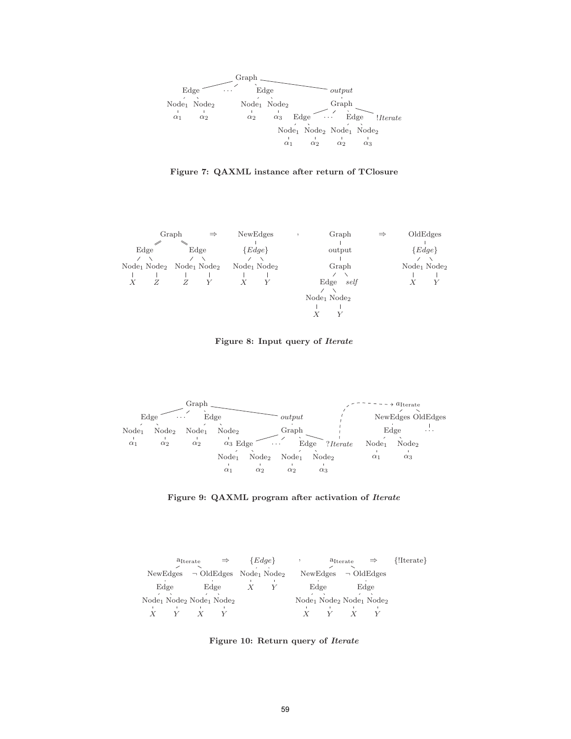Figure 7: QAXML instance after return of TClosure

Figure 8: Input query of *Iterate*

Figure 9: QAXML program after activation of *Iterate*

Figure 10: Return query of *Iterate*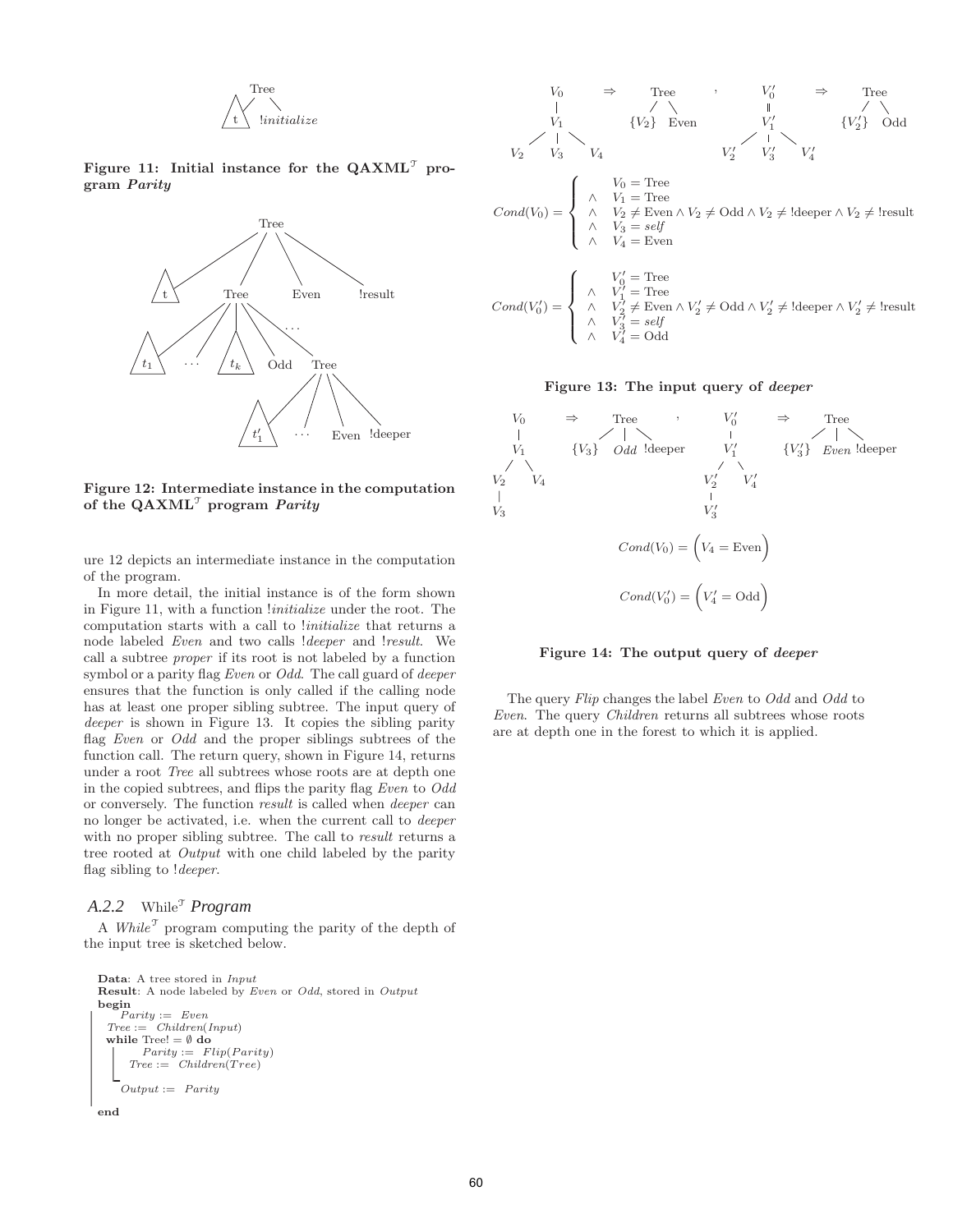Figure 11: Initial instance for the QAXML$^{\mathcal{T}}$ program *Parity*

Figure 12: Intermediate instance in the computation of the QAXML$^{\mathcal{T}}$ program *Parity*

ure 12 depicts an intermediate instance in the computation of the program.

In more detail, the initial instance is of the form shown in Figure 11, with a function !*initialize* under the root. The computation starts with a call to !*initialize* that returns a node labeled *Even* and two calls !*deeper* and !*result*. We call a subtree *proper* if its root is not labeled by a function symbol or a parity flag *Even* or *Odd*. The call guard of *deeper* ensures that the function is only called if the calling node has at least one proper sibling subtree. The input query of *deeper* is shown in Figure 13. It copies the sibling parity flag *Even* or *Odd* and the proper siblings subtrees of the function call. The return query, shown in Figure 14, returns under a root *Tree* all subtrees whose roots are at depth one in the copied subtrees, and flips the parity flag *Even* to *Odd* or conversely. The function *result* is called when *deeper* can no longer be activated, i.e. when the current call to *deeper* with no proper sibling subtree. The call to *result* returns a tree rooted at *Output* with one child labeled by the parity flag sibling to !*deeper*.

### A.2.2 While$^{\mathcal{T}}$ *Program*

A *While*$^{\mathcal{T}}$ program computing the parity of the depth of the input tree is sketched below.

```
Data: A tree stored in Input
Result: A node labeled by Even or Odd, stored in Output
begin
    Parity := Even
    Tree := Children(Input)
    while Tree! = ∅ do
        Parity := Flip(Parity)
        Tree := Children(Tree)
    Output := Parity
end
```

$$Cond(V_0) = \begin{cases} V_0 = \text{Tree} \\ \wedge \quad V_1 = \text{Tree} \\ \wedge \quad V_2 \neq \text{Even} \wedge V_2 \neq \text{Odd} \wedge V_2 \neq \text{!deeper} \wedge V_2 \neq \text{!result} \\ \wedge \quad V_3 = self \\ \wedge \quad V_4 = \text{Even} \end{cases}$$

$$Cond(V'_0) = \begin{cases} V'_0 = \text{Tree} \\ \wedge \quad V'_1 = \text{Tree} \\ \wedge \quad V'_2 \neq \text{Even} \wedge V'_2 \neq \text{Odd} \wedge V'_2 \neq \text{!deeper} \wedge V'_2 \neq \text{!result} \\ \wedge \quad V'_3 = self \\ \wedge \quad V'_4 = \text{Odd} \end{cases}$$

Figure 13: The input query of *deeper*

$$Cond(V_0) = \Big(V_4 = \text{Even}\Big)$$

$$Cond(V'_0) = \Big(V'_4 = \text{Odd}\Big)$$

Figure 14: The output query of *deeper*

The query *Flip* changes the label *Even* to *Odd* and *Odd* to *Even*. The query *Children* returns all subtrees whose roots are at depth one in the forest to which it is applied.